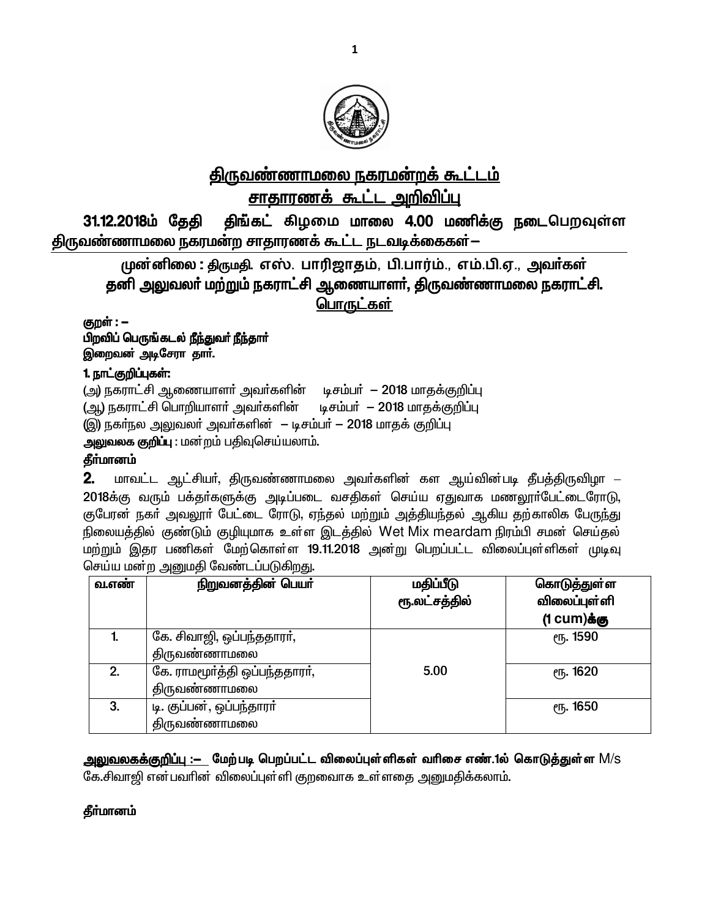# திருவண்ணாமலை நகரமன்றக் கூட்டம்

## சாதாரணக் கூட்ட அறிவிப்பு

**31.12.2018ம் தேதி திங்கட் கிழமை மாலை 4.00 மணிக்கு நடைபெறவுள்ள திருவண்ணாமலை நகரமன்ற சாதாரணக் கூட்ட நடவடிக்கைகள்—**

**முன்னிலை : திருமதி. எஸ். பாரிஜாதம், பி.பார்ம்., எம்.பி.ஏ., அவர்கள்**
**தனி அலுவலர் மற்றும் நகராட்சி ஆணையாளர், திருவண்ணாமலை நகராட்சி.**

**பொருட்கள்**

**குறள் : –**
**பிறவிப் பெருங்கடல் நீந்துவர் நீந்தார்**
**இறைவன் அடிசேரா தார்.**

**1. நாட்குறிப்புகள்:**

(அ) நகராட்சி ஆணையாளர் அவர்களின் டிசம்பர் – 2018 மாதக்குறிப்பு
(ஆ) நகராட்சி பொறியாளர் அவர்களின் டிசம்பர் – 2018 மாதக்குறிப்பு
(இ) நகர்நல அலுவலர் அவர்களின் – டிசம்பர் – 2018 மாதக் குறிப்பு

**அலுவலக குறிப்பு** : மன்றம் பதிவுசெய்யலாம்.

**தீர்மானம்**

**2.** மாவட்ட ஆட்சியர், திருவண்ணாமலை அவர்களின் கள ஆய்வின்படி தீபத்திருவிழா – 2018க்கு வரும் பக்தர்களுக்கு அடிப்படை வசதிகள் செய்ய ஏதுவாக மணலூர்பேட்டைரோடு, குபேரன் நகர் அவலூர் பேட்டை ரோடு, ஏந்தல் மற்றும் அத்தியந்தல் ஆகிய தற்காலிக பேருந்து நிலையத்தில் குண்டும் குழியுமாக உள்ள இடத்தில் Wet Mix meardam நிரம்பி சமன் செய்தல் மற்றும் இதர பணிகள் மேற்கொள்ள 19.11.2018 அன்று பெறப்பட்ட விலைப்புள்ளிகள் முடிவு செய்ய மன்ற அனுமதி வேண்டப்படுகிறது.

| வ.எண் | நிறுவனத்தின் பெயர் | மதிப்பீடு ரூ.லட்சத்தில் | கொடுத்துள்ள விலைப்புள்ளி (1 cum)க்கு |
|---|---|---|---|
| 1. | கே. சிவாஜி, ஒப்பந்ததாரர், திருவண்ணாமலை | 5.00 | ரூ. 1590 |
| 2. | கே. ராமமூர்த்தி ஒப்பந்ததாரர், திருவண்ணாமலை | | ரூ. 1620 |
| 3. | டி. குப்பன், ஒப்பந்தாரர் திருவண்ணாமலை | | ரூ. 1650 |

**அலுவலகக்குறிப்பு :– மேற்படி பெறப்பட்ட விலைப்புள்ளிகள் வரிசை எண்.1ல் கொடுத்துள்ள** M/s கே.சிவாஜி என்பவரின் விலைப்புள்ளி குறைவாக உள்ளதை அனுமதிக்கலாம்.

**தீர்மானம்**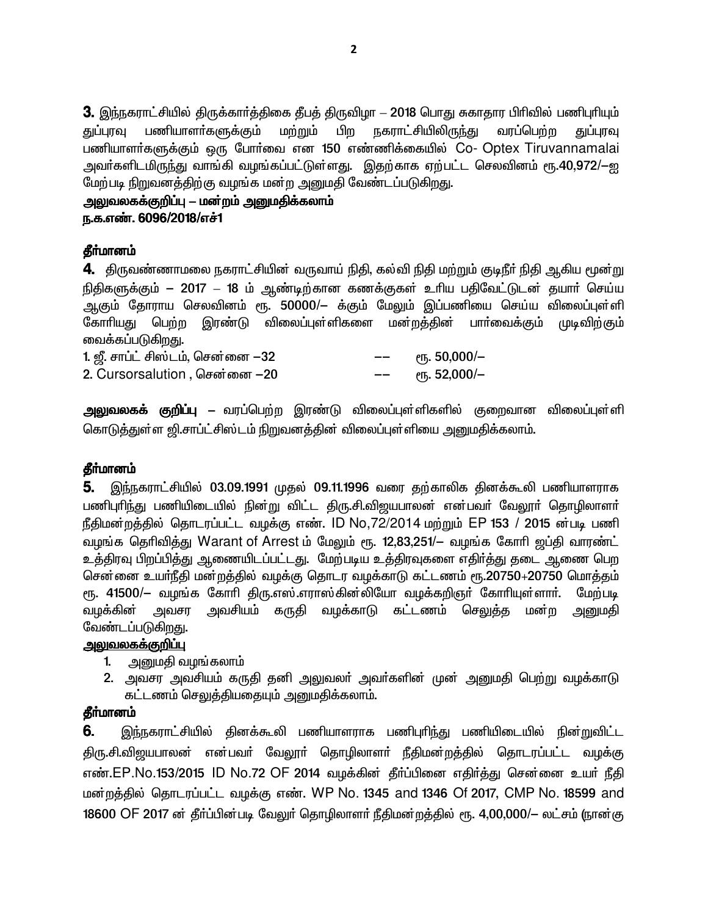**3.** இந்நகராட்சியில் திருக்கார்த்திகை தீபத் திருவிழா – 2018 பொது சுகாதார பிரிவில் பணிபுரியும் துப்புரவு பணியாளர்களுக்கும் மற்றும் பிற நகராட்சியிலிருந்து வரப்பெற்ற துப்புரவு பணியாளர்களுக்கும் ஒரு போர்வை என 150 எண்ணிக்கையில் Co- Optex Tiruvannamalai அவர்களிடமிருந்து வாங்கி வழங்கப்பட்டுள்ளது. இதற்காக ஏற்பட்ட செலவினம் ரூ.40,972/–ஐ மேற்படி நிறுவனத்திற்கு வழங்க மன்ற அனுமதி வேண்டப்படுகிறது.

**அலுவலகக்குறிப்பு – மன்றம் அனுமதிக்கலாம்**
**ந.க.எண். 6096/2018/எச்1**

**தீர்மானம்**

**4.** திருவண்ணாமலை நகராட்சியின் வருவாய் நிதி, கல்வி நிதி மற்றும் குடிநீர் நிதி ஆகிய மூன்று நிதிகளுக்கும் – 2017 – 18 ம் ஆண்டிற்கான கணக்குகள் உரிய பதிவேட்டுடன் தயார் செய்ய ஆகும் தோராய செலவினம் ரூ. 50000/– க்கும் மேலும் இப்பணியை செய்ய விலைப்புள்ளி கோரியது பெற்ற இரண்டு விலைப்புள்ளிகளை மன்றத்தின் பார்வைக்கும் முடிவிற்கும் வைக்கப்படுகிறது.

1. ஜீ. சாப்ட் சிஸ்டம், சென்னை –32 –– ரூ. 50,000/–
2. Cursorsalution , சென்னை –20 –– ரூ. 52,000/–

**அலுவலகக் குறிப்பு** – வரப்பெற்ற இரண்டு விலைப்புள்ளிகளில் குறைவான விலைப்புள்ளி கொடுத்துள்ள ஜி.சாப்ட்சிஸ்டம் நிறுவனத்தின் விலைப்புள்ளியை அனுமதிக்கலாம்.

**தீர்மானம்**

**5.** இந்நகராட்சியில் 03.09.1991 முதல் 09.11.1996 வரை தற்காலிக தினக்கூலி பணியாளராக பணிபுரிந்து பணியிடையில் நின்று விட்ட திரு.சி.விஜயபாலன் என்பவர் வேலூர் தொழிலாளர் நீதிமன்றத்தில் தொடரப்பட்ட வழக்கு எண். ID No,72/2014 மற்றும் EP 153 / 2015 ன்படி பணி வழங்க தெரிவித்து Warant of Arrest ம் மேலும் ரூ. 12,83,251/– வழங்க கோரி ஜப்தி வாரண்ட் உத்திரவு பிறப்பித்து ஆணையிடப்பட்டது. மேற்படிய உத்திரவுகளை எதிர்த்து தடை ஆணை பெற சென்னை உயர்நீதி மன்றத்தில் வழக்கு தொடர வழக்காடு கட்டணம் ரூ.20750+20750 மொத்தம் ரூ. 41500/– வழங்க கோரி திரு.எஸ்.எராஸ்கின்லியோ வழக்கறிஞர் கோரியுள்ளார். மேற்படி வழக்கின் அவசர அவசியம் கருதி வழக்காடு கட்டணம் செலுத்த மன்ற அனுமதி வேண்டப்படுகிறது.

**அலுவலகக்குறிப்பு**

1. அனுமதி வழங்கலாம்
2. அவசர அவசியம் கருதி தனி அலுவலர் அவர்களின் முன் அனுமதி பெற்று வழக்காடு கட்டணம் செலுத்தியதையும் அனுமதிக்கலாம்.

**தீர்மானம்**

**6.** இந்நகராட்சியில் தினக்கூலி பணியாளராக பணிபுரிந்து பணியிடையில் நின்றுவிட்ட திரு.சி.விஜயபாலன் என்பவர் வேலூர் தொழிலாளர் நீதிமன்றத்தில் தொடரப்பட்ட வழக்கு எண்.EP.No.153/2015 ID No.72 OF 2014 வழக்கின் தீர்ப்பினை எதிர்த்து சென்னை உயர் நீதி மன்றத்தில் தொடரப்பட்ட வழக்கு எண். WP No. 1345 and 1346 Of 2017, CMP No. 18599 and 18600 OF 2017 ன் தீர்ப்பின்படி வேலூர் தொழிலாளர் நீதிமன்றத்தில் ரூ. 4,00,000/– லட்சம் (நான்கு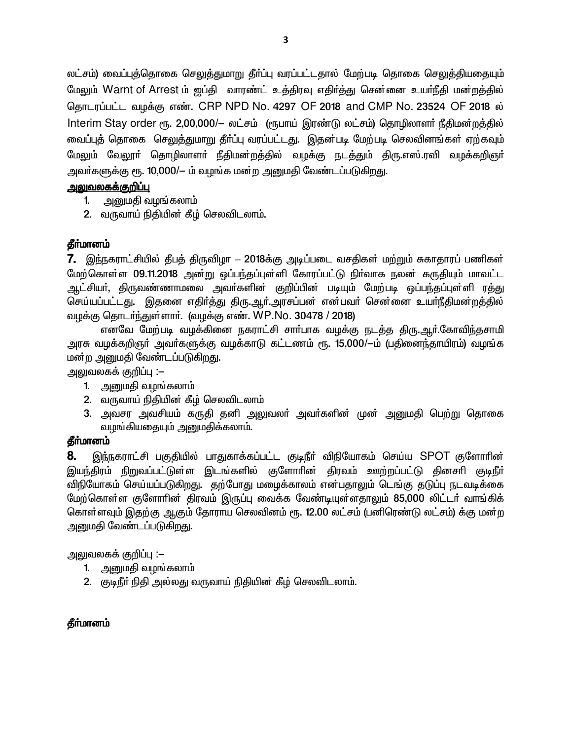லட்சம்) வைப்புத்தொகை செலுத்துமாறு தீர்ப்பு வரப்பட்டதால் மேற்படி தொகை செலுத்தியதையும் மேலும் Warnt of Arrest ம் ஜப்தி வாரண்ட் உத்திரவு எதிர்த்து சென்னை உயர்நீதி மன்றத்தில் தொடரப்பட்ட வழக்கு எண். CRP NPD No. 4297 OF 2018 and CMP No. 23524 OF 2018 ல் Interim Stay order ரூ. 2,00,000/– லட்சம் (ரூபாய் இரண்டு லட்சம்) தொழிலாளர் நீதிமன்றத்தில் வைப்புத் தொகை செலுத்துமாறு தீர்ப்பு வரப்பட்டது. இதன்படி மேற்படி செலவினங்கள் ஏற்கவும் மேலும் வேலூர் தொழிலாளர் நீதிமன்றத்தில் வழக்கு நடத்தும் திரு.எஸ்.ரவி வழக்கறிஞர் அவர்களுக்கு ரூ. 10,000/– ம் வழங்க மன்ற அனுமதி வேண்டப்படுகிறது.

**<u>அலுவலகக்குறிப்பு</u>**

1. அனுமதி வழங்கலாம்
2. வருவாய் நிதியின் கீழ் செலவிடலாம்.

**தீர்மானம்**

**7.** இந்நகராட்சியில் தீபத் திருவிழா – 2018க்கு அடிப்படை வசதிகள் மற்றும் சுகாதாரப் பணிகள் மேற்கொள்ள 09.11.2018 அன்று ஒப்பந்தப்புள்ளி கோரப்பட்டு நிர்வாக நலன் கருதியும் மாவட்ட ஆட்சியர், திருவண்ணாமலை அவர்களின் குறிப்பின் படியும் மேற்படி ஒப்பந்தப்புள்ளி ரத்து செய்யப்பட்டது. இதனை எதிர்த்து திரு.ஆர்.அரசப்பன் என்பவர் சென்னை உயர்நீதிமன்றத்தில் வழக்கு தொடர்ந்துள்ளார். (வழக்கு எண். WP.No. 30478 / 2018)

எனவே மேற்படி வழக்கினை நகராட்சி சார்பாக வழக்கு நடத்த திரு.ஆர்.கோவிந்தசாமி அரசு வழக்கறிஞர் அவர்களுக்கு வழக்காடு கட்டணம் ரூ. 15,000/–ம் (பதினைந்தாயிரம்) வழங்க மன்ற அனுமதி வேண்டப்படுகிறது.

அலுவலகக் குறிப்பு :–

1. அனுமதி வழங்கலாம்
2. வருவாய் நிதியின் கீழ் செலவிடலாம்
3. அவசர அவசியம் கருதி தனி அலுவலர் அவர்களின் முன் அனுமதி பெற்று தொகை வழங்கியதையும் அனுமதிக்கலாம்.

**தீர்மானம்**

**8.** இந்நகராட்சி பகுதியில் பாதுகாக்கப்பட்ட குடிநீர் விநியோகம் செய்ய SPOT குளோரின் இயந்திரம் நிறுவப்பட்டுள்ள இடங்களில் குளோரின் திரவம் ஊற்றப்பட்டு தினசரி குடிநீர் விநியோகம் செய்யப்படுகிறது. தற்போது மழைக்காலம் என்பதாலும் டெங்கு தடுப்பு நடவடிக்கை மேற்கொள்ள குளோரின் திரவம் இருப்பு வைக்க வேண்டியுள்ளதாலும் 85,000 லிட்டர் வாங்கிக் கொள்ளவும் இதற்கு ஆகும் தோராய செலவினம் ரூ. 12.00 லட்சம் (பனிரெண்டு லட்சம்) க்கு மன்ற அனுமதி வேண்டப்படுகிறது.

அலுவலகக் குறிப்பு :–

1. அனுமதி வழங்கலாம்
2. குடிநீர் நிதி அல்லது வருவாய் நிதியின் கீழ் செலவிடலாம்.

**தீர்மானம்**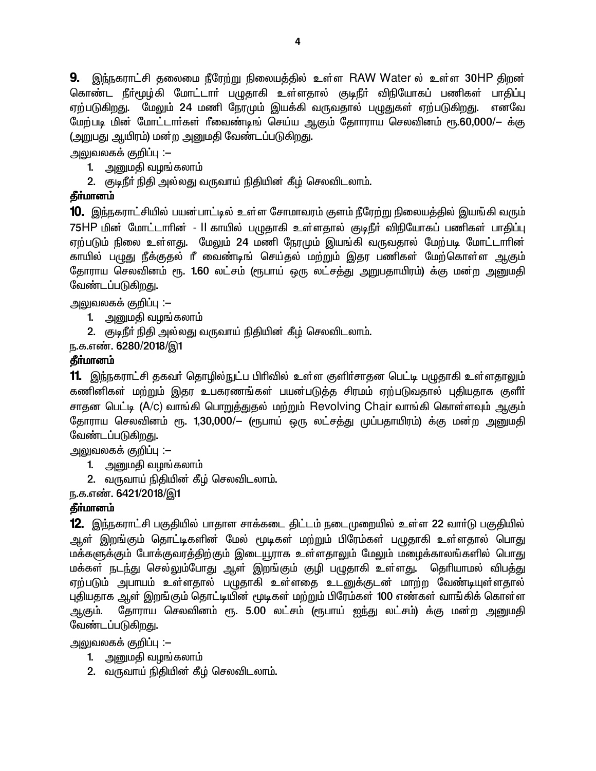**9.** இந்நகராட்சி தலைமை நீரேற்று நிலையத்தில் உள்ள RAW Water ல் உள்ள 30HP திறன் கொண்ட நீர்மூழ்கி மோட்டார் பழுதாகி உள்ளதால் குடிநீர் விநியோகப் பணிகள் பாதிப்பு ஏற்படுகிறது. மேலும் 24 மணி நேரமும் இயக்கி வருவதால் பழுதுகள் ஏற்படுகிறது. எனவே மேற்படி மின் மோட்டார்கள் ரீவைண்டிங் செய்ய ஆகும் தோராய செலவினம் ரூ.60,000/– க்கு (அறுபது ஆயிரம்) மன்ற அனுமதி வேண்டப்படுகிறது.

அலுவலகக் குறிப்பு :–

1. அனுமதி வழங்கலாம்
2. குடிநீர் நிதி அல்லது வருவாய் நிதியின் கீழ் செலவிடலாம்.

**தீர்மானம்**

**10.** இந்நகராட்சியில் பயன்பாட்டில் உள்ள சோமாவரம் குளம் நீரேற்று நிலையத்தில் இயங்கி வரும் 75HP மின் மோட்டாரின் - II காயில் பழுதாகி உள்ளதால் குடிநீர் விநியோகப் பணிகள் பாதிப்பு ஏற்படும் நிலை உள்ளது. மேலும் 24 மணி நேரமும் இயங்கி வருவதால் மேற்படி மோட்டாரின் காயில் பழுது நீக்குதல் ரீ வைண்டிங் செய்தல் மற்றும் இதர பணிகள் மேற்கொள்ள ஆகும் தோராய செலவினம் ரூ. 1.60 லட்சம் (ரூபாய் ஒரு லட்சத்து அறுபதாயிரம்) க்கு மன்ற அனுமதி வேண்டப்படுகிறது.

அலுவலகக் குறிப்பு :–

1. அனுமதி வழங்கலாம்
2. குடிநீர் நிதி அல்லது வருவாய் நிதியின் கீழ் செலவிடலாம்.

ந.க.எண். 6280/2018/இ1

**தீர்மானம்**

**11.** இந்நகராட்சி தகவர் தொழில்நுட்ப பிரிவில் உள்ள குளிர்சாதன பெட்டி பழுதாகி உள்ளதாலும் கணினிகள் மற்றும் இதர உபகரணங்கள் பயன்படுத்த சிரமம் ஏற்படுவதால் புதியதாக குளீர் சாதன பெட்டி (A/c) வாங்கி பொறுத்துதல் மற்றும் Revolving Chair வாங்கி கொள்ளவும் ஆகும் தோராய செலவினம் ரூ. 1,30,000/– (ரூபாய் ஒரு லட்சத்து முப்பதாயிரம்) க்கு மன்ற அனுமதி வேண்டப்படுகிறது.

அலுவலகக் குறிப்பு :–

1. அனுமதி வழங்கலாம்
2. வருவாய் நிதியின் கீழ் செலவிடலாம்.

ந.க.எண். 6421/2018/இ1

**தீர்மானம்**

**12.** இந்நகராட்சி பகுதியில் பாதாள சாக்கடை திட்டம் நடைமுறையில் உள்ள 22 வார்டு பகுதியில் ஆள் இறங்கும் தொட்டிகளின் மேல் மூடிகள் மற்றும் பிரேம்கள் பழுதாகி உள்ளதால் பொது மக்களுக்கும் போக்குவரத்திற்கும் இடையூராக உள்ளதாலும் மேலும் மழைக்காலங்களில் பொது மக்கள் நடந்து செல்லும்போது ஆள் இறங்கும் குழி பழுதாகி உள்ளது. தெரியாமல் விபத்து ஏற்படும் அபாயம் உள்ளதால் பழுதாகி உள்ளதை உடனுக்குடன் மாற்ற வேண்டியுள்ளதால் புதியதாக ஆள் இறங்கும் தொட்டியின் மூடிகள் மற்றும் பிரேம்கள் 100 எண்கள் வாங்கிக் கொள்ள ஆகும். தோராய செலவினம் ரூ. 5.00 லட்சம் (ரூபாய் ஐந்து லட்சம்) க்கு மன்ற அனுமதி வேண்டப்படுகிறது.

அலுவலகக் குறிப்பு :–

1. அனுமதி வழங்கலாம்
2. வருவாய் நிதியின் கீழ் செலவிடலாம்.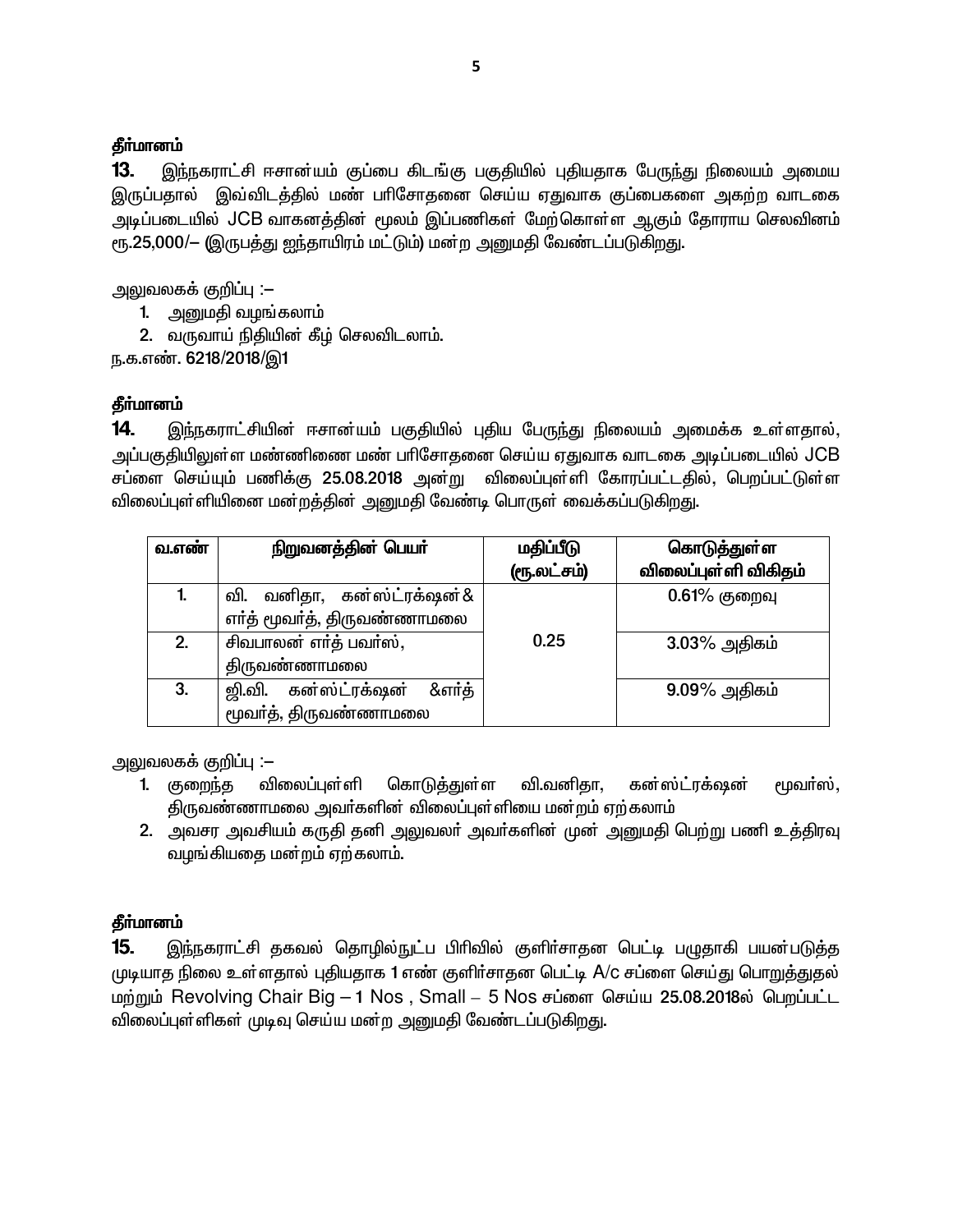**தீர்மானம்**

**13.** இந்நகராட்சி ஈசான்யம் குப்பை கிடங்கு பகுதியில் புதியதாக பேருந்து நிலையம் அமைய இருப்பதால் இவ்விடத்தில் மண் பரிசோதனை செய்ய ஏதுவாக குப்பைகளை அகற்ற வாடகை அடிப்படையில் JCB வாகனத்தின் மூலம் இப்பணிகள் மேற்கொள்ள ஆகும் தோராய செலவினம் ரூ.25,000/– (இருபத்து ஐந்தாயிரம் மட்டும்) மன்ற அனுமதி வேண்டப்படுகிறது.

அலுவலகக் குறிப்பு :–

1. அனுமதி வழங்கலாம்
2. வருவாய் நிதியின் கீழ் செலவிடலாம்.

ந.க.எண். 6218/2018/இ1

**தீர்மானம்**

**14.** இந்நகராட்சியின் ஈசான்யம் பகுதியில் புதிய பேருந்து நிலையம் அமைக்க உள்ளதால், அப்பகுதியிலுள்ள மண்ணினை மண் பரிசோதனை செய்ய ஏதுவாக வாடகை அடிப்படையில் JCB சப்ளை செய்யும் பணிக்கு 25.08.2018 அன்று விலைப்புள்ளி கோரப்பட்டதில், பெறப்பட்டுள்ள விலைப்புள்ளியினை மன்றத்தின் அனுமதி வேண்டி பொருள் வைக்கப்படுகிறது.

| வ.எண் | நிறுவனத்தின் பெயர் | மதிப்பீடு (ரூ.லட்சம்) | கொடுத்துள்ள விலைப்புள்ளி விகிதம் |
|---|---|---|---|
| 1. | வி. வனிதா, கன்ஸ்ட்ரக்ஷன் & எர்த் மூவர்த், திருவண்ணாமலை | 0.25 | 0.61% குறைவு |
| 2. | சிவபாலன் எர்த் பவர்ஸ், திருவண்ணாமலை | | 3.03% அதிகம் |
| 3. | ஜி.வி. கன்ஸ்ட்ரக்ஷன் &எர்த் மூவர்த், திருவண்ணாமலை | | 9.09% அதிகம் |

அலுவலகக் குறிப்பு :–

1. குறைந்த விலைப்புள்ளி கொடுத்துள்ள வி.வனிதா, கன்ஸ்ட்ரக்ஷன் மூவர்ஸ், திருவண்ணாமலை அவர்களின் விலைப்புள்ளியை மன்றம் ஏற்கலாம்
2. அவசர அவசியம் கருதி தனி அலுவலர் அவர்களின் முன் அனுமதி பெற்று பணி உத்திரவு வழங்கியதை மன்றம் ஏற்கலாம்.

**தீர்மானம்**

**15.** இந்நகராட்சி தகவல் தொழில்நுட்ப பிரிவில் குளிர்சாதன பெட்டி பழுதாகி பயன்படுத்த முடியாத நிலை உள்ளதால் புதியதாக 1 எண் குளிர்சாதன பெட்டி A/c சப்ளை செய்து பொறுத்துதல் மற்றும் Revolving Chair Big – 1 Nos , Small – 5 Nos சப்ளை செய்ய 25.08.2018ல் பெறப்பட்ட விலைப்புள்ளிகள் முடிவு செய்ய மன்ற அனுமதி வேண்டப்படுகிறது.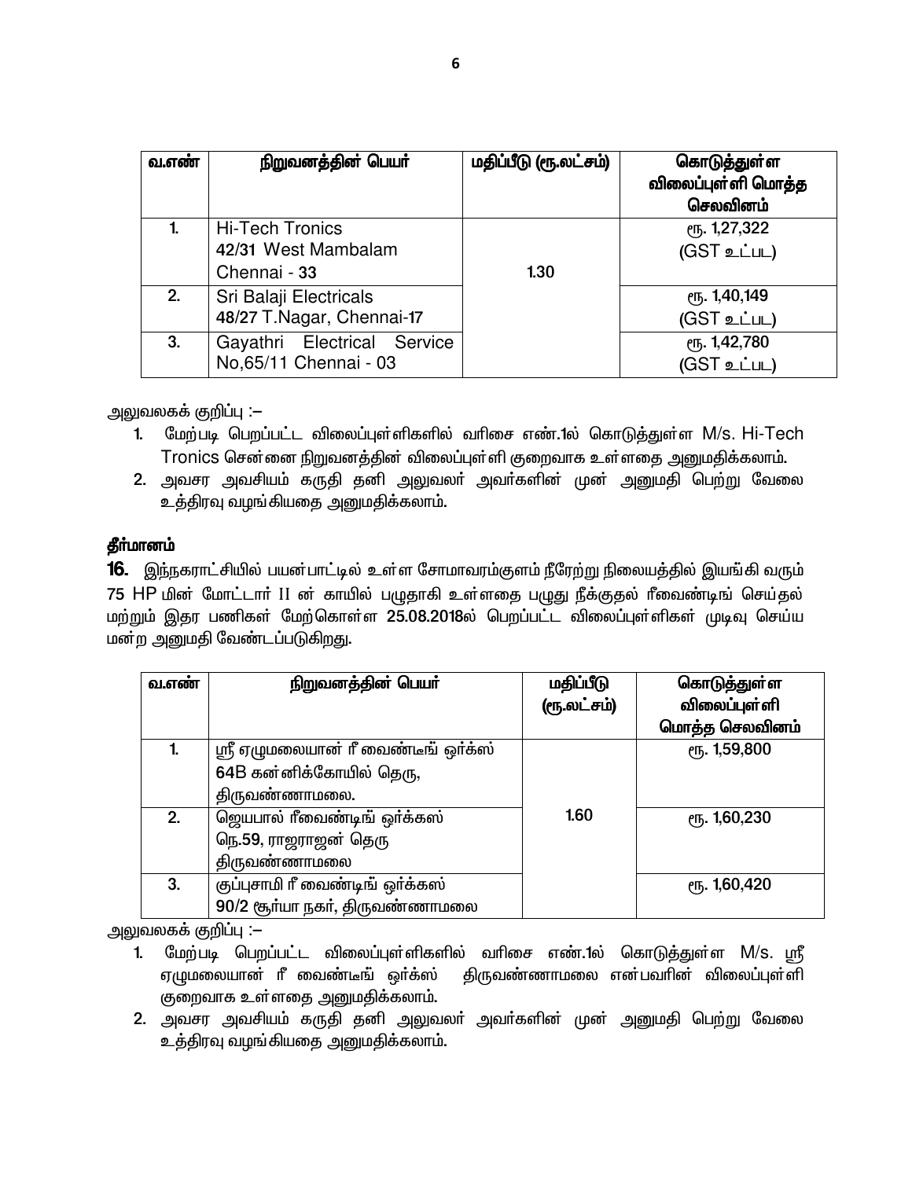| வ.எண் | நிறுவனத்தின் பெயர் | மதிப்பீடு (ரூ.லட்சம்) | கொடுத்துள்ள விலைப்புள்ளி மொத்த செலவினம் |
|---|---|---|---|
| 1. | Hi-Tech Tronics 42/31 West Mambalam Chennai - 33 | 1.30 | ரூ. 1,27,322 (GST உட்பட) |
| 2. | Sri Balaji Electricals 48/27 T.Nagar, Chennai-17 | | ரூ. 1,40,149 (GST உட்பட) |
| 3. | Gayathri Electrical Service No,65/11 Chennai - 03 | | ரூ. 1,42,780 (GST உட்பட) |

அலுவலகக் குறிப்பு :–

1. மேற்படி பெறப்பட்ட விலைப்புள்ளிகளில் வரிசை எண்.1ல் கொடுத்துள்ள M/s. Hi-Tech Tronics சென்னை நிறுவனத்தின் விலைப்புள்ளி குறைவாக உள்ளதை அனுமதிக்கலாம்.
2. அவசர அவசியம் கருதி தனி அலுவலர் அவர்களின் முன் அனுமதி பெற்று வேலை உத்திரவு வழங்கியதை அனுமதிக்கலாம்.

**தீர்மானம்**

**16.** இந்நகராட்சியில் பயன்பாட்டில் உள்ள சோமாவரம்குளம் நீரேற்று நிலையத்தில் இயங்கி வரும் 75 HP மின் மோட்டார் II ன் காயில் பழுதாகி உள்ளதை பழுது நீக்குதல் ரீவைண்டிங் செய்தல் மற்றும் இதர பணிகள் மேற்கொள்ள 25.08.2018ல் பெறப்பட்ட விலைப்புள்ளிகள் முடிவு செய்ய மன்ற அனுமதி வேண்டப்படுகிறது.

| வ.எண் | நிறுவனத்தின் பெயர் | மதிப்பீடு (ரூ.லட்சம்) | கொடுத்துள்ள விலைப்புள்ளி மொத்த செலவினம் |
|---|---|---|---|
| 1. | ஸ்ரீ ஏழுமலையான் ரீ வைண்டீங் ஒர்க்ஸ் 64B கன்னிக்கோயில் தெரு, திருவண்ணாமலை. | 1.60 | ரூ. 1,59,800 |
| 2. | ஜெயபால் ரீவைண்டிங் ஒர்க்கஸ் நெ.59, ராஜராஜன் தெரு திருவண்ணாமலை | | ரூ. 1,60,230 |
| 3. | குப்புசாமி ரீ வைண்டிங் ஒர்க்கஸ் 90/2 சூர்யா நகர், திருவண்ணாமலை | | ரூ. 1,60,420 |

அலுவலகக் குறிப்பு :–

1. மேற்படி பெறப்பட்ட விலைப்புள்ளிகளில் வரிசை எண்.1ல் கொடுத்துள்ள M/s. ஸ்ரீ ஏழுமலையான் ரீ வைண்டீங் ஒர்க்ஸ் திருவண்ணாமலை என்பவரின் விலைப்புள்ளி குறைவாக உள்ளதை அனுமதிக்கலாம்.
2. அவசர அவசியம் கருதி தனி அலுவலர் அவர்களின் முன் அனுமதி பெற்று வேலை உத்திரவு வழங்கியதை அனுமதிக்கலாம்.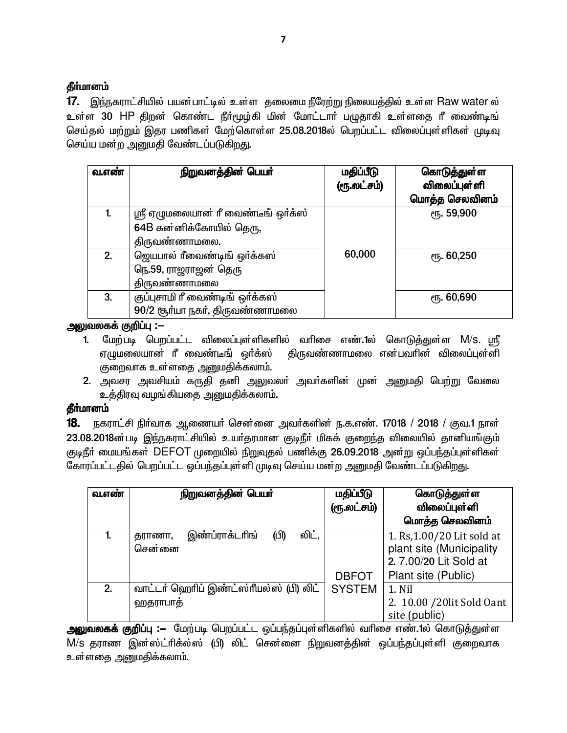**தீர்மானம்**

**17.** இந்நகராட்சியில் பயன்பாட்டில் உள்ள தலைமை நீரேற்று நிலையத்தில் உள்ள Raw water ல் உள்ள 30 HP திறன் கொண்ட நீர்மூழ்கி மின் மோட்டார் பழுதாகி உள்ளதை ரீ வைண்டிங் செய்தல் மற்றும் இதர பணிகள் மேற்கொள்ள 25.08.2018ல் பெறப்பட்ட விலைப்புள்ளிகள் முடிவு செய்ய மன்ற அனுமதி வேண்டப்படுகிறது.

| வ.எண் | நிறுவனத்தின் பெயர் | மதிப்பீடு (ரூ.லட்சம்) | கொடுத்துள்ள விலைப்புள்ளி மொத்த செலவினம் |
|---|---|---|---|
| 1. | ஸ்ரீ ஏழுமலையான் ரீ வைண்டீங் ஒர்க்ஸ் 64B கன்னிக்கோயில் தெரு, திருவண்ணாமலை. | 60,000 | ரூ. 59,900 |
| 2. | ஜெயபால் ரீவைண்டிங் ஒர்க்கஸ் நெ.59, ராஜராஜன் தெரு திருவண்ணாமலை | | ரூ. 60,250 |
| 3. | குப்புசாமி ரீ வைண்டிங் ஒர்க்கஸ் 90/2 சூர்யா நகர், திருவண்ணாமலை | | ரூ. 60,690 |

**அலுவலகக் குறிப்பு :–**

1. மேற்படி பெறப்பட்ட விலைப்புள்ளிகளில் வரிசை எண்.1ல் கொடுத்துள்ள M/s. ஸ்ரீ ஏழுமலையான் ரீ வைண்டீங் ஒர்க்ஸ் திருவண்ணாமலை என்பவரின் விலைப்புள்ளி குறைவாக உள்ளதை அனுமதிக்கலாம்.
2. அவசர அவசியம் கருதி தனி அலுவலர் அவர்களின் முன் அனுமதி பெற்று வேலை உத்திரவு வழங்கியதை அனுமதிக்கலாம்.

**தீர்மானம்**

**18.** நகராட்சி நிர்வாக ஆணையர் சென்னை அவர்களின் ந.க.எண். 17018 / 2018 / குவ.1 நாள் 23.08.2018ன்படி இந்நகராட்சியில் உயர்தரமான குடிநீர் மிகக் குறைந்த விலையில் தானியங்கும் குடிநீர் மையங்கள் DEFOT முறையில் நிறுவுதல் பணிக்கு 26.09.2018 அன்று ஒப்பந்தப்புள்ளிகள் கோரப்பட்டதில் பெறப்பட்ட ஒப்பந்தப்புள்ளி முடிவு செய்ய மன்ற அனுமதி வேண்டப்படுகிறது.

| வ.எண் | நிறுவனத்தின் பெயர் | மதிப்பீடு (ரூ.லட்சம்) | கொடுத்துள்ள விலைப்புள்ளி மொத்த செலவினம் |
|---|---|---|---|
| 1. | தராணா, இன்ப்ராக்டரிங் (பி) லிட், சென்னை | DBFOT SYSTEM | 1. Rs,1.00/20 Lit sold at plant site (Municipality 2. 7.00/20 Lit Sold at Plant site (Public) |
| 2. | வாட்டர் ஹெரிப் இண்ட்ஸ்ரீயல்ஸ் (பி) லிட் ஹதராபாத் | | 1. Nil 2. 10.00 /20lit Sold Oant site (public) |

**அலுவலகக் குறிப்பு :–** மேற்படி பெறப்பட்ட ஒப்பந்தப்புள்ளிகளில் வரிசை எண்.1ல் கொடுத்துள்ள M/s தராண இன்ஸ்ட்ரிக்ல்ஸ் (பி) லிட் சென்னை நிறுவனத்தின் ஒப்பந்தப்புள்ளி குறைவாக உள்ளதை அனுமதிக்கலாம்.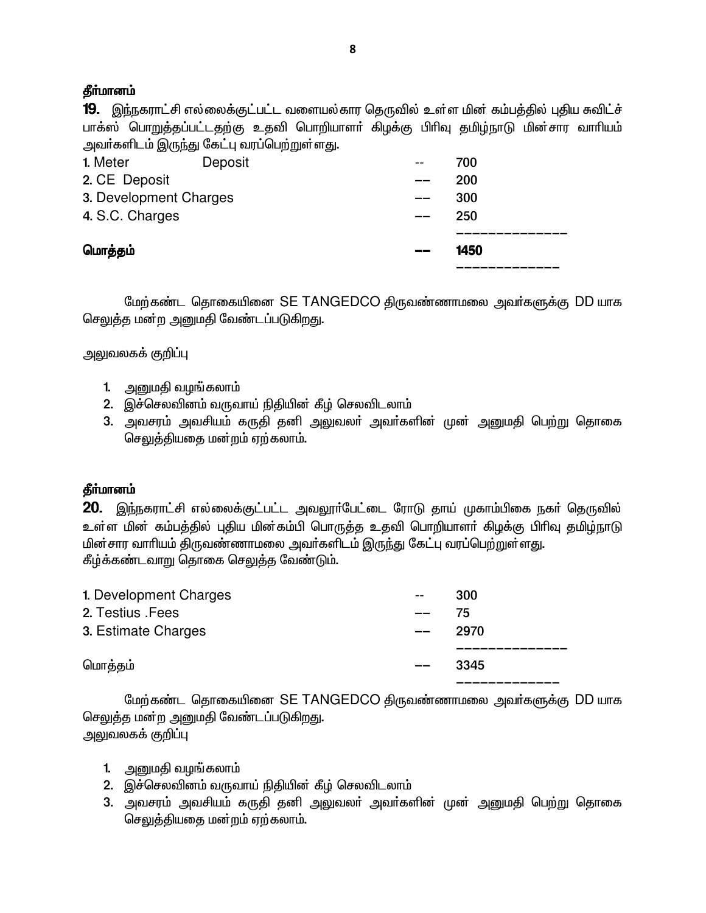**தீர்மானம்**

**19.** இந்நகராட்சி எல்லைக்குட்பட்ட வளையல்கார தெருவில் உள்ள மின் கம்பத்தில் புதிய சுவிட்ச் பாக்ஸ் பொறுத்தப்பட்டதற்கு உதவி பொறியாளர் கிழக்கு பிரிவு தமிழ்நாடு மின்சார வாரியம் அவர்களிடம் இருந்து கேட்பு வரப்பெற்றுள்ளது.

| | | |
|---|---|---|
| 1. Meter Deposit | -- | 700 |
| 2. CE Deposit | -- | 200 |
| 3. Development Charges | -- | 300 |
| 4. S.C. Charges | -- | 250 |
| **மொத்தம்** | -- | **1450** |

மேற்கண்ட தொகையினை SE TANGEDCO திருவண்ணாமலை அவர்களுக்கு DD யாக செலுத்த மன்ற அனுமதி வேண்டப்படுகிறது.

அலுவலகக் குறிப்பு

1. அனுமதி வழங்கலாம்
2. இச்செலவினம் வருவாய் நிதியின் கீழ் செலவிடலாம்
3. அவசரம் அவசியம் கருதி தனி அலுவலர் அவர்களின் முன் அனுமதி பெற்று தொகை செலுத்தியதை மன்றம் ஏற்கலாம்.

**தீர்மானம்**

**20.** இந்நகராட்சி எல்லைக்குட்பட்ட அவலூர்பேட்டை ரோடு தாய் முகாம்பிகை நகர் தெருவில் உள்ள மின் கம்பத்தில் புதிய மின்கம்பி பொருத்த உதவி பொறியாளர் கிழக்கு பிரிவு தமிழ்நாடு மின்சார வாரியம் திருவண்ணாமலை அவர்களிடம் இருந்து கேட்பு வரப்பெற்றுள்ளது.
கீழ்க்கண்டவாறு தொகை செலுத்த வேண்டும்.

| | | |
|---|---|---|
| 1. Development Charges | -- | 300 |
| 2. Testius .Fees | -- | 75 |
| 3. Estimate Charges | -- | 2970 |
| மொத்தம் | -- | 3345 |

மேற்கண்ட தொகையினை SE TANGEDCO திருவண்ணாமலை அவர்களுக்கு DD யாக செலுத்த மன்ற அனுமதி வேண்டப்படுகிறது.
அலுவலகக் குறிப்பு

1. அனுமதி வழங்கலாம்
2. இச்செலவினம் வருவாய் நிதியின் கீழ் செலவிடலாம்
3. அவசரம் அவசியம் கருதி தனி அலுவலர் அவர்களின் முன் அனுமதி பெற்று தொகை செலுத்தியதை மன்றம் ஏற்கலாம்.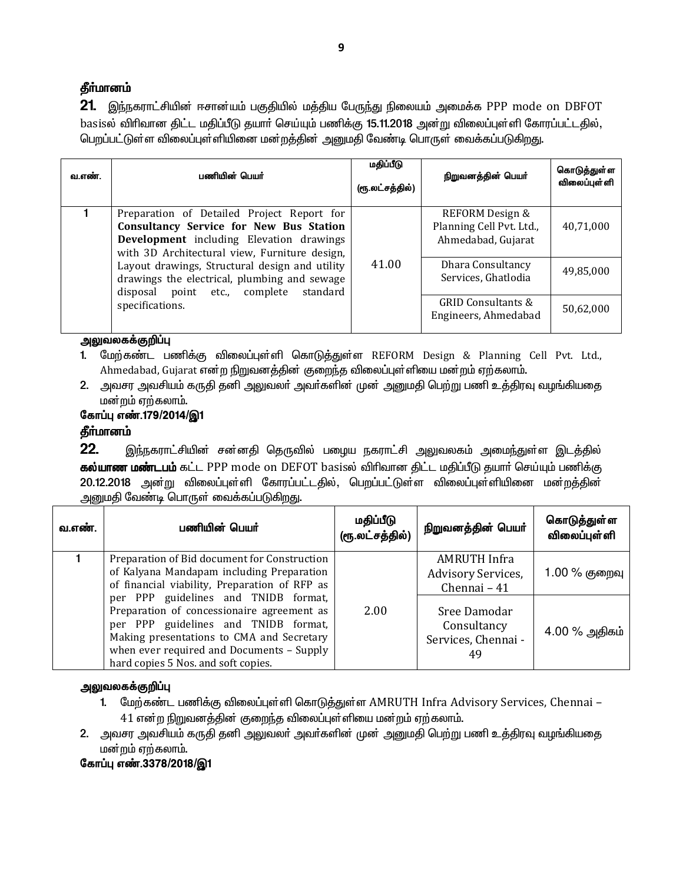**தீர்மானம்**

**21.** இந்நகராட்சியின் ஈசான்யம் பகுதியில் மத்திய பேருந்து நிலையம் அமைக்க PPP mode on DBFOT basisல் விரிவான திட்ட மதிப்பீடு தயார் செய்யும் பணிக்கு **15.11.2018** அன்று விலைப்புள்ளி கோரப்பட்டதில், பெறப்பட்டுள்ள விலைப்புள்ளியினை மன்றத்தின் அனுமதி வேண்டி பொருள் வைக்கப்படுகிறது.

| வ.எண். | பணியின் பெயர் | மதிப்பீடு (ரூ.லட்சத்தில்) | நிறுவனத்தின் பெயர் | கொடுத்துள்ள விலைப்புள்ளி |
|---|---|---|---|---|
| 1 | Preparation of Detailed Project Report for **Consultancy Service for New Bus Station Development** including Elevation drawings with 3D Architectural view, Furniture design, Layout drawings, Structural design and utility drawings the electrical, plumbing and sewage disposal point etc., complete standard specifications. | 41.00 | REFORM Design & Planning Cell Pvt. Ltd., Ahmedabad, Gujarat | 40,71,000 |
| | | | Dhara Consultancy Services, Ghatlodia | 49,85,000 |
| | | | GRID Consultants & Engineers, Ahmedabad | 50,62,000 |

**அலுவலகக்குறிப்பு**

1. மேற்கண்ட பணிக்கு விலைப்புள்ளி கொடுத்துள்ள REFORM Design & Planning Cell Pvt. Ltd., Ahmedabad, Gujarat என்ற நிறுவனத்தின் குறைந்த விலைப்புள்ளியை மன்றம் ஏற்கலாம்.
2. அவசர அவசியம் கருதி தனி அலுவலர் அவர்களின் முன் அனுமதி பெற்று பணி உத்திரவு வழங்கியதை மன்றம் ஏற்கலாம்.

**கோப்பு எண்.179/2014/இ1**

**தீர்மானம்**

**22.** இந்நகராட்சியின் சன்னதி தெருவில் பழைய நகராட்சி அலுவலகம் அமைந்துள்ள இடத்தில் **கல்யாண மண்டபம்** கட்ட PPP mode on DEFOT basisல் விரிவான திட்ட மதிப்பீடு தயார் செய்யும் பணிக்கு **20.12.2018** அன்று விலைப்புள்ளி கோரப்பட்டதில், பெறப்பட்டுள்ள விலைப்புள்ளியினை மன்றத்தின் அனுமதி வேண்டி பொருள் வைக்கப்படுகிறது.

| வ.எண். | பணியின் பெயர் | மதிப்பீடு (ரூ.லட்சத்தில்) | நிறுவனத்தின் பெயர் | கொடுத்துள்ள விலைப்புள்ளி |
|---|---|---|---|---|
| 1 | Preparation of Bid document for Construction of Kalyana Mandapam including Preparation of financial viability, Preparation of RFP as per PPP guidelines and TNIDB format, Preparation of concessionaire agreement as per PPP guidelines and TNIDB format, Making presentations to CMA and Secretary when ever required and Documents – Supply hard copies 5 Nos. and soft copies. | 2.00 | AMRUTH Infra Advisory Services, Chennai – 41 | 1.00 % குறைவு |
| | | | Sree Damodar Consultancy Services, Chennai - 49 | 4.00 % அதிகம் |

**அலுவலகக்குறிப்பு**

1. மேற்கண்ட பணிக்கு விலைப்புள்ளி கொடுத்துள்ள AMRUTH Infra Advisory Services, Chennai – 41 என்ற நிறுவனத்தின் குறைந்த விலைப்புள்ளியை மன்றம் ஏற்கலாம்.
2. அவசர அவசியம் கருதி தனி அலுவலர் அவர்களின் முன் அனுமதி பெற்று பணி உத்திரவு வழங்கியதை மன்றம் ஏற்கலாம்.

**கோப்பு எண்.3378/2018/இ1**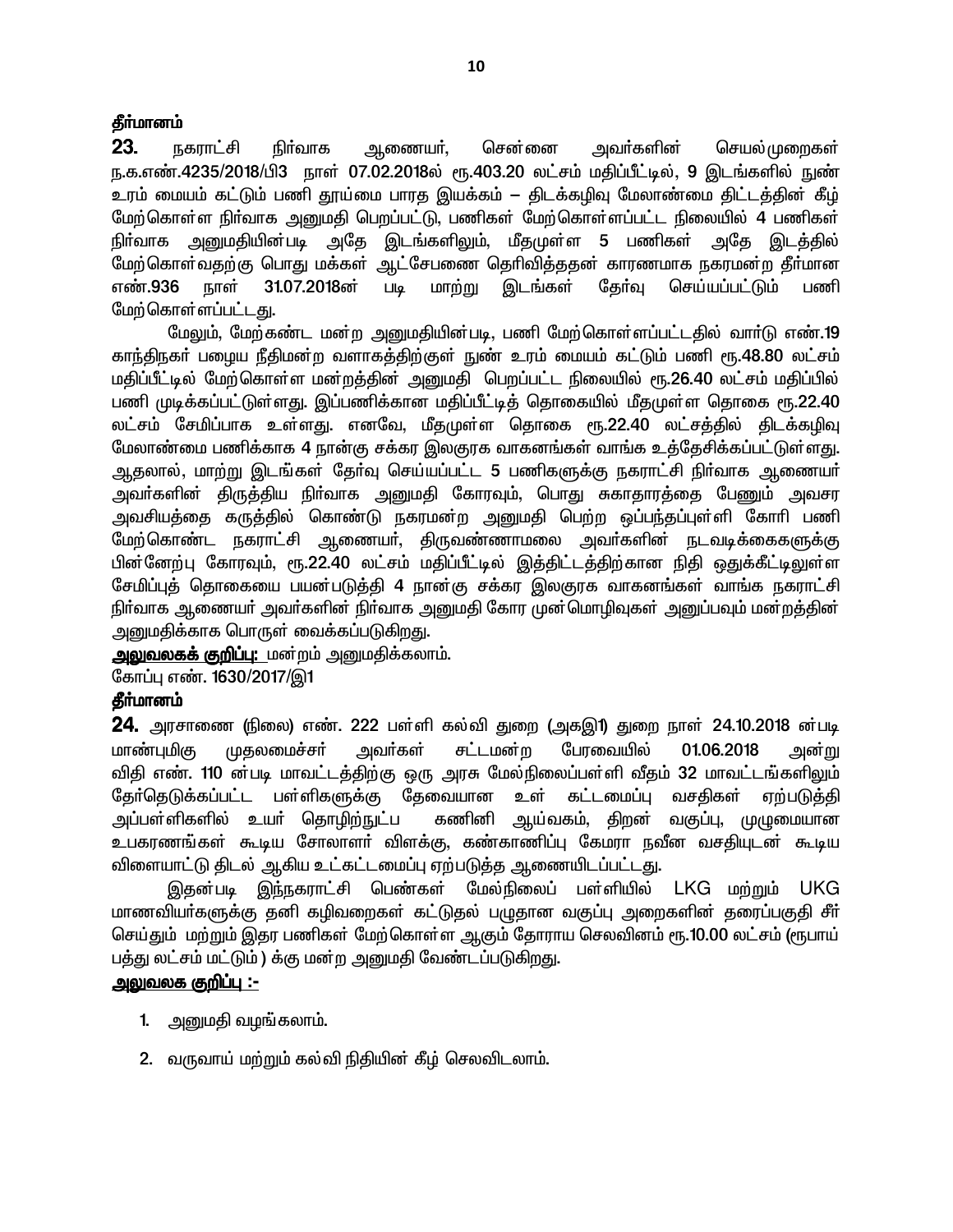**தீர்மானம்**

**23.** நகராட்சி நிர்வாக ஆணையர், சென்னை அவர்களின் செயல்முறைகள் ந.க.எண்.4235/2018/பி3 நாள் 07.02.2018ல் ரூ.403.20 லட்சம் மதிப்பீட்டில், 9 இடங்களில் நுண் உரம் மையம் கட்டும் பணி தூய்மை பாரத இயக்கம் – திடக்கழிவு மேலாண்மை திட்டத்தின் கீழ் மேற்கொள்ள நிர்வாக அனுமதி பெறப்பட்டு, பணிகள் மேற்கொள்ளப்பட்ட நிலையில் 4 பணிகள் நிர்வாக அனுமதியின்படி அதே இடங்களிலும், மீதமுள்ள 5 பணிகள் அதே இடத்தில் மேற்கொள்வதற்கு பொது மக்கள் ஆட்சேபணை தெரிவித்ததன் காரணமாக நகரமன்ற தீர்மான எண்.936 நாள் 31.07.2018ன் படி மாற்று இடங்கள் தேர்வு செய்யப்பட்டும் பணி மேற்கொள்ளப்பட்டது.

மேலும், மேற்கண்ட மன்ற அனுமதியின்படி, பணி மேற்கொள்ளப்பட்டதில் வார்டு எண்.19 காந்திநகர் பழைய நீதிமன்ற வளாகத்திற்குள் நுண் உரம் மையம் கட்டும் பணி ரூ.48.80 லட்சம் மதிப்பீட்டில் மேற்கொள்ள மன்றத்தின் அனுமதி பெறப்பட்ட நிலையில் ரூ.26.40 லட்சம் மதிப்பில் பணி முடிக்கப்பட்டுள்ளது. இப்பணிக்கான மதிப்பீட்டித் தொகையில் மீதமுள்ள தொகை ரூ.22.40 லட்சம் சேமிப்பாக உள்ளது. எனவே, மீதமுள்ள தொகை ரூ.22.40 லட்சத்தில் திடக்கழிவு மேலாண்மை பணிக்காக 4 நான்கு சக்கர இலகுரக வாகனங்கள் வாங்க உத்தேசிக்கப்பட்டுள்ளது. ஆதலால், மாற்று இடங்கள் தேர்வு செய்யப்பட்ட 5 பணிகளுக்கு நகராட்சி நிர்வாக ஆணையர் அவர்களின் திருத்திய நிர்வாக அனுமதி கோரவும், பொது சுகாதாரத்தை பேணும் அவசர அவசியத்தை கருத்தில் கொண்டு நகரமன்ற அனுமதி பெற்ற ஒப்பந்தப்புள்ளி கோரி பணி மேற்கொண்ட நகராட்சி ஆணையர், திருவண்ணாமலை அவர்களின் நடவடிக்கைகளுக்கு பின்னேற்பு கோரவும், ரூ.22.40 லட்சம் மதிப்பீட்டில் இத்திட்டத்திற்கான நிதி ஒதுக்கீட்டிலுள்ள சேமிப்புத் தொகையை பயன்படுத்தி 4 நான்கு சக்கர இலகுரக வாகனங்கள் வாங்க நகராட்சி நிர்வாக ஆணையர் அவர்களின் நிர்வாக அனுமதி கோர முன்மொழிவுகள் அனுப்பவும் மன்றத்தின் அனுமதிக்காக பொருள் வைக்கப்படுகிறது.

**<u>அலுவலகக் குறிப்பு:</u>** மன்றம் அனுமதிக்கலாம்.

கோப்பு எண். 1630/2017/இ1

**தீர்மானம்**

**24.** அரசாணை (நிலை) எண். 222 பள்ளி கல்வி துறை (அகஇ1) துறை நாள் 24.10.2018 ன்படி மாண்புமிகு முதலமைச்சர் அவர்கள் சட்டமன்ற பேரவையில் 01.06.2018 அன்று விதி எண். 110 ன்படி மாவட்டத்திற்கு ஒரு அரசு மேல்நிலைப்பள்ளி வீதம் 32 மாவட்டங்களிலும் தேர்தெடுக்கப்பட்ட பள்ளிகளுக்கு தேவையான உள் கட்டமைப்பு வசதிகள் ஏற்படுத்தி அப்பள்ளிகளில் உயர் தொழிற்நுட்ப கணினி ஆய்வகம், திறன் வகுப்பு, முழுமையான உபகரணங்கள் கூடிய சோலாளர் விளக்கு, கண்காணிப்பு கேமரா நவீன வசதியுடன் கூடிய விளையாட்டு திடல் ஆகிய உட்கட்டமைப்பு ஏற்படுத்த ஆணையிடப்பட்டது.

இதன்படி இந்நகராட்சி பெண்கள் மேல்நிலைப் பள்ளியில் LKG மற்றும் UKG மாணவியர்களுக்கு தனி கழிவறைகள் கட்டுதல் பழுதான வகுப்பு அறைகளின் தரைப்பகுதி சீர் செய்தும் மற்றும் இதர பணிகள் மேற்கொள்ள ஆகும் தோராய செலவினம் ரூ.10.00 லட்சம் (ரூபாய் பத்து லட்சம் மட்டும்) க்கு மன்ற அனுமதி வேண்டப்படுகிறது.

**<u>அலுவலக குறிப்பு :-</u>**

1. அனுமதி வழங்கலாம்.
2. வருவாய் மற்றும் கல்வி நிதியின் கீழ் செலவிடலாம்.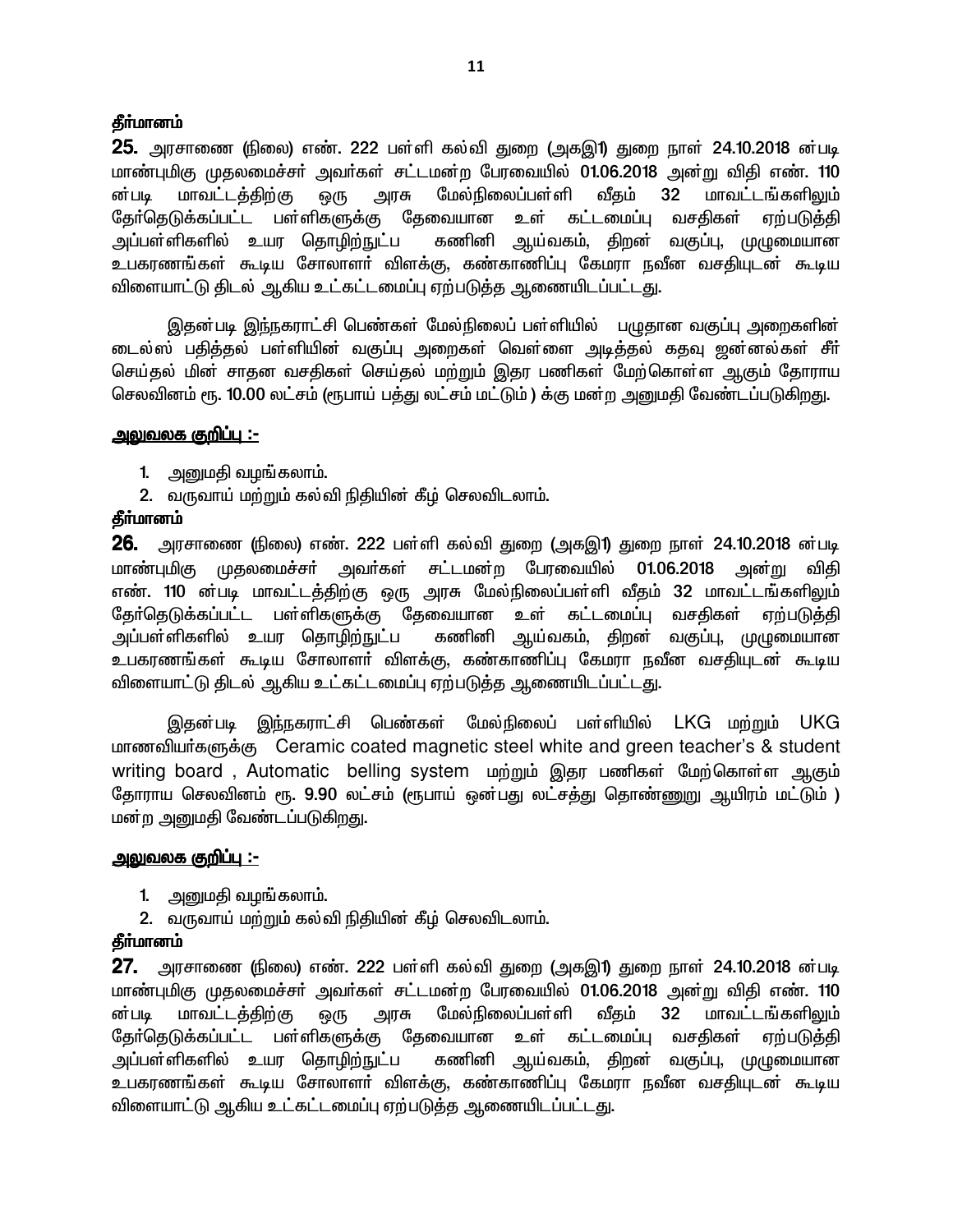**தீர்மானம்**

**25.** அரசாணை (நிலை) எண். 222 பள்ளி கல்வி துறை (அகஇ1) துறை நாள் 24.10.2018 ன்படி மாண்புமிகு முதலமைச்சர் அவர்கள் சட்டமன்ற பேரவையில் 01.06.2018 அன்று விதி எண். 110 ன்படி மாவட்டத்திற்கு ஒரு அரசு மேல்நிலைப்பள்ளி வீதம் 32 மாவட்டங்களிலும் தேர்தெடுக்கப்பட்ட பள்ளிகளுக்கு தேவையான உள் கட்டமைப்பு வசதிகள் ஏற்படுத்தி அப்பள்ளிகளில் உயர தொழிற்நுட்ப கணினி ஆய்வகம், திறன் வகுப்பு, முழுமையான உபகரணங்கள் கூடிய சோலாளர் விளக்கு, கண்காணிப்பு கேமரா நவீன வசதியுடன் கூடிய விளையாட்டு திடல் ஆகிய உட்கட்டமைப்பு ஏற்படுத்த ஆணையிடப்பட்டது.

இதன்படி இந்நகராட்சி பெண்கள் மேல்நிலைப் பள்ளியில் பழுதான வகுப்பு அறைகளின் டைல்ஸ் பதித்தல் பள்ளியின் வகுப்பு அறைகள் வெள்ளை அடித்தல் கதவு ஜன்னல்கள் சீர் செய்தல் மின் சாதன வசதிகள் செய்தல் மற்றும் இதர பணிகள் மேற்கொள்ள ஆகும் தோராய செலவினம் ரூ. 10.00 லட்சம் (ரூபாய் பத்து லட்சம் மட்டும் ) க்கு மன்ற அனுமதி வேண்டப்படுகிறது.

<u>**அலுவலக குறிப்பு :-**</u>

1. அனுமதி வழங்கலாம்.
2. வருவாய் மற்றும் கல்வி நிதியின் கீழ் செலவிடலாம்.

**தீர்மானம்**

**26.** அரசாணை (நிலை) எண். 222 பள்ளி கல்வி துறை (அகஇ1) துறை நாள் 24.10.2018 ன்படி மாண்புமிகு முதலமைச்சர் அவர்கள் சட்டமன்ற பேரவையில் 01.06.2018 அன்று விதி எண். 110 ன்படி மாவட்டத்திற்கு ஒரு அரசு மேல்நிலைப்பள்ளி வீதம் 32 மாவட்டங்களிலும் தேர்தெடுக்கப்பட்ட பள்ளிகளுக்கு தேவையான உள் கட்டமைப்பு வசதிகள் ஏற்படுத்தி அப்பள்ளிகளில் உயர தொழிற்நுட்ப கணினி ஆய்வகம், திறன் வகுப்பு, முழுமையான உபகரணங்கள் கூடிய சோலாளர் விளக்கு, கண்காணிப்பு கேமரா நவீன வசதியுடன் கூடிய விளையாட்டு திடல் ஆகிய உட்கட்டமைப்பு ஏற்படுத்த ஆணையிடப்பட்டது.

இதன்படி இந்நகராட்சி பெண்கள் மேல்நிலைப் பள்ளியில் LKG மற்றும் UKG மாணவியர்களுக்கு Ceramic coated magnetic steel white and green teacher's & student writing board , Automatic belling system மற்றும் இதர பணிகள் மேற்கொள்ள ஆகும் தோராய செலவினம் ரூ. 9.90 லட்சம் (ரூபாய் ஒன்பது லட்சத்து தொண்ணூறு ஆயிரம் மட்டும் ) மன்ற அனுமதி வேண்டப்படுகிறது.

<u>**அலுவலக குறிப்பு :-**</u>

1. அனுமதி வழங்கலாம்.
2. வருவாய் மற்றும் கல்வி நிதியின் கீழ் செலவிடலாம்.

**தீர்மானம்**

**27.** அரசாணை (நிலை) எண். 222 பள்ளி கல்வி துறை (அகஇ1) துறை நாள் 24.10.2018 ன்படி மாண்புமிகு முதலமைச்சர் அவர்கள் சட்டமன்ற பேரவையில் 01.06.2018 அன்று விதி எண். 110 ன்படி மாவட்டத்திற்கு ஒரு அரசு மேல்நிலைப்பள்ளி வீதம் 32 மாவட்டங்களிலும் தேர்தெடுக்கப்பட்ட பள்ளிகளுக்கு தேவையான உள் கட்டமைப்பு வசதிகள் ஏற்படுத்தி அப்பள்ளிகளில் உயர தொழிற்நுட்ப கணினி ஆய்வகம், திறன் வகுப்பு, முழுமையான உபகரணங்கள் கூடிய சோலாளர் விளக்கு, கண்காணிப்பு கேமரா நவீன வசதியுடன் கூடிய விளையாட்டு ஆகிய உட்கட்டமைப்பு ஏற்படுத்த ஆணையிடப்பட்டது.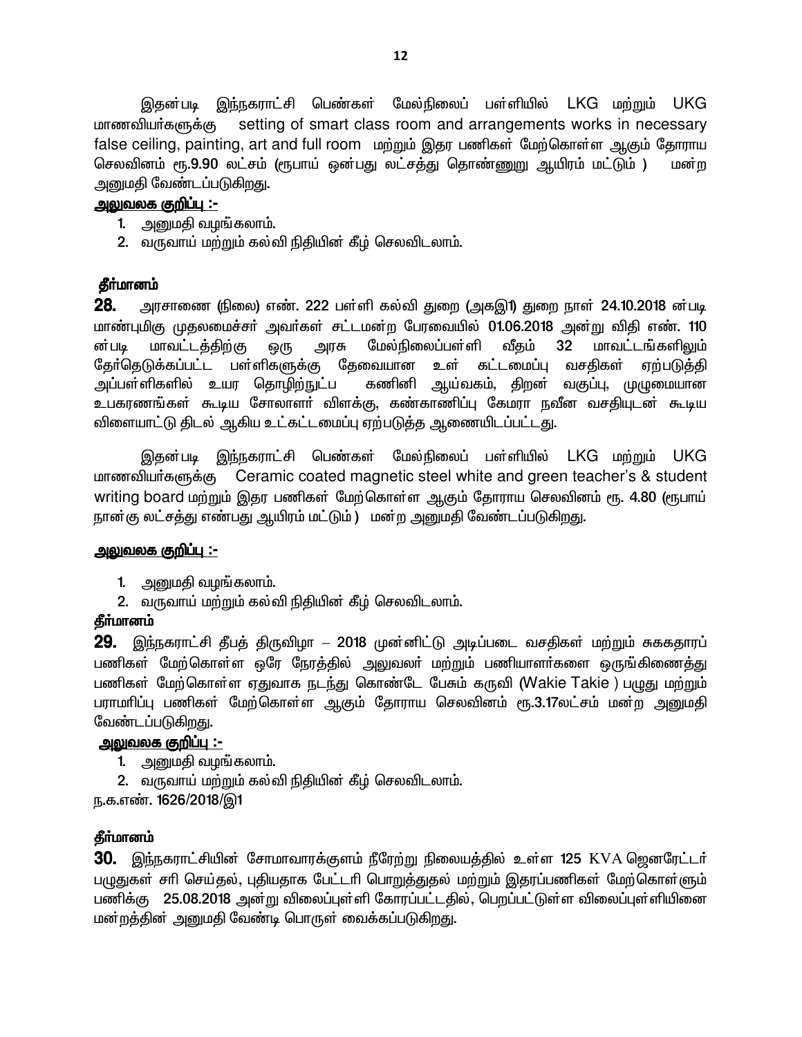இதன்படி இந்நகராட்சி பெண்கள் மேல்நிலைப் பள்ளியில் LKG மற்றும் UKG மாணவியர்களுக்கு setting of smart class room and arrangements works in necessary false ceiling, painting, art and full room மற்றும் இதர பணிகள் மேற்கொள்ள ஆகும் தோராய செலவினம் ரூ.9.90 லட்சம் (ரூபாய் ஒன்பது லட்சத்து தொண்ணூறு ஆயிரம் மட்டும் ) மன்ற அனுமதி வேண்டப்படுகிறது.

**அலுவலக குறிப்பு :-**

1. அனுமதி வழங்கலாம்.
2. வருவாய் மற்றும் கல்வி நிதியின் கீழ் செலவிடலாம்.

**தீர்மானம்**

**28.** அரசாணை (நிலை) எண். 222 பள்ளி கல்வி துறை (அகஇ1) துறை நாள் 24.10.2018 ன்படி மாண்புமிகு முதலமைச்சர் அவர்கள் சட்டமன்ற பேரவையில் 01.06.2018 அன்று விதி எண். 110 ன்படி மாவட்டத்திற்கு ஒரு அரசு மேல்நிலைப்பள்ளி வீதம் 32 மாவட்டங்களிலும் தேர்தெடுக்கப்பட்ட பள்ளிகளுக்கு தேவையான உள் கட்டமைப்பு வசதிகள் ஏற்படுத்தி அப்பள்ளிகளில் உயர தொழிற்நுட்ப கணினி ஆய்வகம், திறன் வகுப்பு, முழுமையான உபகரணங்கள் கூடிய சோலாளர் விளக்கு, கண்காணிப்பு கேமரா நவீன வசதியுடன் கூடிய விளையாட்டு திடல் ஆகிய உட்கட்டமைப்பு ஏற்படுத்த ஆணையிடப்பட்டது.

இதன்படி இந்நகராட்சி பெண்கள் மேல்நிலைப் பள்ளியில் LKG மற்றும் UKG மாணவியர்களுக்கு Ceramic coated magnetic steel white and green teacher's & student writing board மற்றும் இதர பணிகள் மேற்கொள்ள ஆகும் தோராய செலவினம் ரூ. 4.80 (ரூபாய் நான்கு லட்சத்து எண்பது ஆயிரம் மட்டும் ) மன்ற அனுமதி வேண்டப்படுகிறது.

**அலுவலக குறிப்பு :-**

1. அனுமதி வழங்கலாம்.
2. வருவாய் மற்றும் கல்வி நிதியின் கீழ் செலவிடலாம்.

**தீர்மானம்**

**29.** இந்நகராட்சி தீபத் திருவிழா – 2018 முன்னிட்டு அடிப்படை வசதிகள் மற்றும் சுககதாரப் பணிகள் மேற்கொள்ள ஒரே நேரத்தில் அலுவலர் மற்றும் பணியாளர்களை ஒருங்கிணைத்து பணிகள் மேற்கொள்ள ஏதுவாக நடந்து கொண்டே பேசும் கருவி (Wakie Takie ) பழுது மற்றும் பராமரிப்பு பணிகள் மேற்கொள்ள ஆகும் தோராய செலவினம் ரூ.3.17லட்சம் மன்ற அனுமதி வேண்டப்படுகிறது.

**அலுவலக குறிப்பு :-**

1. அனுமதி வழங்கலாம்.
2. வருவாய் மற்றும் கல்வி நிதியின் கீழ் செலவிடலாம்.

ந.க.எண். 1626/2018/இ1

**தீர்மானம்**

**30.** இந்நகராட்சியின் சோமாவாரக்குளம் நீரேற்று நிலையத்தில் உள்ள 125 KVA ஜெனரேட்டர் பழுதுகள் சரி செய்தல், புதியதாக பேட்டரி பொறுத்துதல் மற்றும் இதரப்பணிகள் மேற்கொள்ளும் பணிக்கு 25.08.2018 அன்று விலைப்புள்ளி கோரப்பட்டதில், பெறப்பட்டுள்ள விலைப்புள்ளியினை மன்றத்தின் அனுமதி வேண்டி பொருள் வைக்கப்படுகிறது.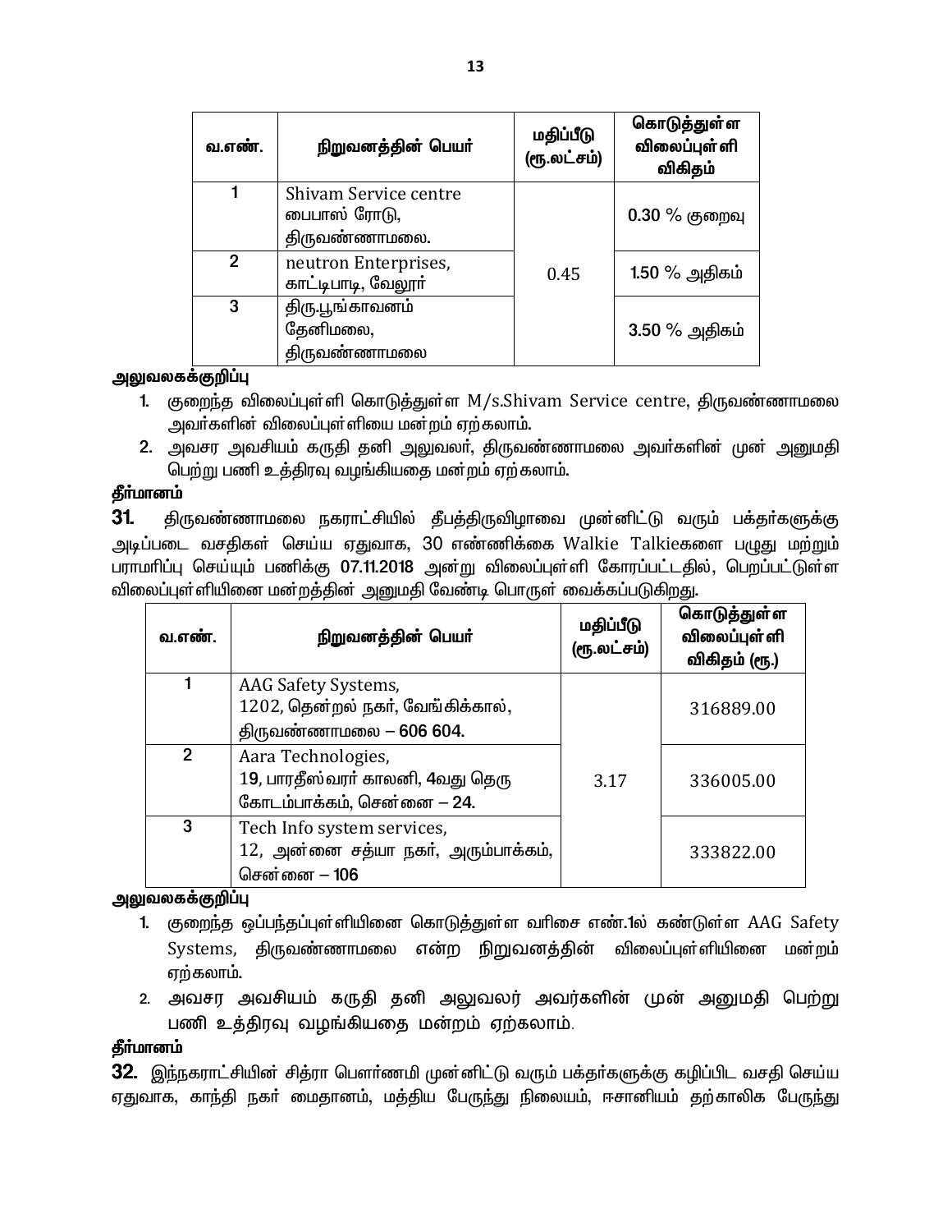| வ.எண். | நிறுவனத்தின் பெயர் | மதிப்பீடு (ரூ.லட்சம்) | கொடுத்துள்ள விலைப்புள்ளி விகிதம் |
|---|---|---|---|
| 1 | Shivam Service centre பைபாஸ் ரோடு, திருவண்ணாமலை. | 0.45 | 0.30 % குறைவு |
| 2 | neutron Enterprises, காட்டிபாடி, வேலூர் | | 1.50 % அதிகம் |
| 3 | திரு.பூங்காவனம் தேனிமலை, திருவண்ணாமலை | | 3.50 % அதிகம் |

**அலுவலகக்குறிப்பு**

1. குறைந்த விலைப்புள்ளி கொடுத்துள்ள M/s.Shivam Service centre, திருவண்ணாமலை அவர்களின் விலைப்புள்ளியை மன்றம் ஏற்கலாம்.
2. அவசர அவசியம் கருதி தனி அலுவலர், திருவண்ணாமலை அவர்களின் முன் அனுமதி பெற்று பணி உத்திரவு வழங்கியதை மன்றம் ஏற்கலாம்.

**தீர்மானம்**

**31.** திருவண்ணாமலை நகராட்சியில் தீபத்திருவிழாவை முன்னிட்டு வரும் பக்தர்களுக்கு அடிப்படை வசதிகள் செய்ய ஏதுவாக, 30 எண்ணிக்கை Walkie Talkieகளை பழுது மற்றும் பராமரிப்பு செய்யும் பணிக்கு 07.11.2018 அன்று விலைப்புள்ளி கோரப்பட்டதில், பெறப்பட்டுள்ள விலைப்புள்ளியினை மன்றத்தின் அனுமதி வேண்டி பொருள் வைக்கப்படுகிறது.

| வ.எண். | நிறுவனத்தின் பெயர் | மதிப்பீடு (ரூ.லட்சம்) | கொடுத்துள்ள விலைப்புள்ளி விகிதம் (ரூ.) |
|---|---|---|---|
| 1 | AAG Safety Systems, 1202, தென்றல் நகர், வேங்கிக்கால், திருவண்ணாமலை – 606 604. | 3.17 | 316889.00 |
| 2 | Aara Technologies, 19, பாரதீஸ்வரர் காலனி, 4வது தெரு கோடம்பாக்கம், சென்னை – 24. | | 336005.00 |
| 3 | Tech Info system services, 12, அன்னை சத்யா நகர், அரும்பாக்கம், சென்னை – 106 | | 333822.00 |

**அலுவலகக்குறிப்பு**

1. குறைந்த ஒப்பந்தப்புள்ளியினை கொடுத்துள்ள வரிசை எண்.1ல் கண்டுள்ள AAG Safety Systems, திருவண்ணாமலை என்ற நிறுவனத்தின் விலைப்புள்ளியினை மன்றம் ஏற்கலாம்.
2. அவசர அவசியம் கருதி தனி அலுவலர் அவர்களின் முன் அனுமதி பெற்று பணி உத்திரவு வழங்கியதை மன்றம் ஏற்கலாம்.

**தீர்மானம்**

**32.** இந்நகராட்சியின் சித்ரா பௌர்ணமி முன்னிட்டு வரும் பக்தர்களுக்கு கழிப்பிட வசதி செய்ய ஏதுவாக, காந்தி நகர் மைதானம், மத்திய பேருந்து நிலையம், ஈசானியம் தற்காலிக பேருந்து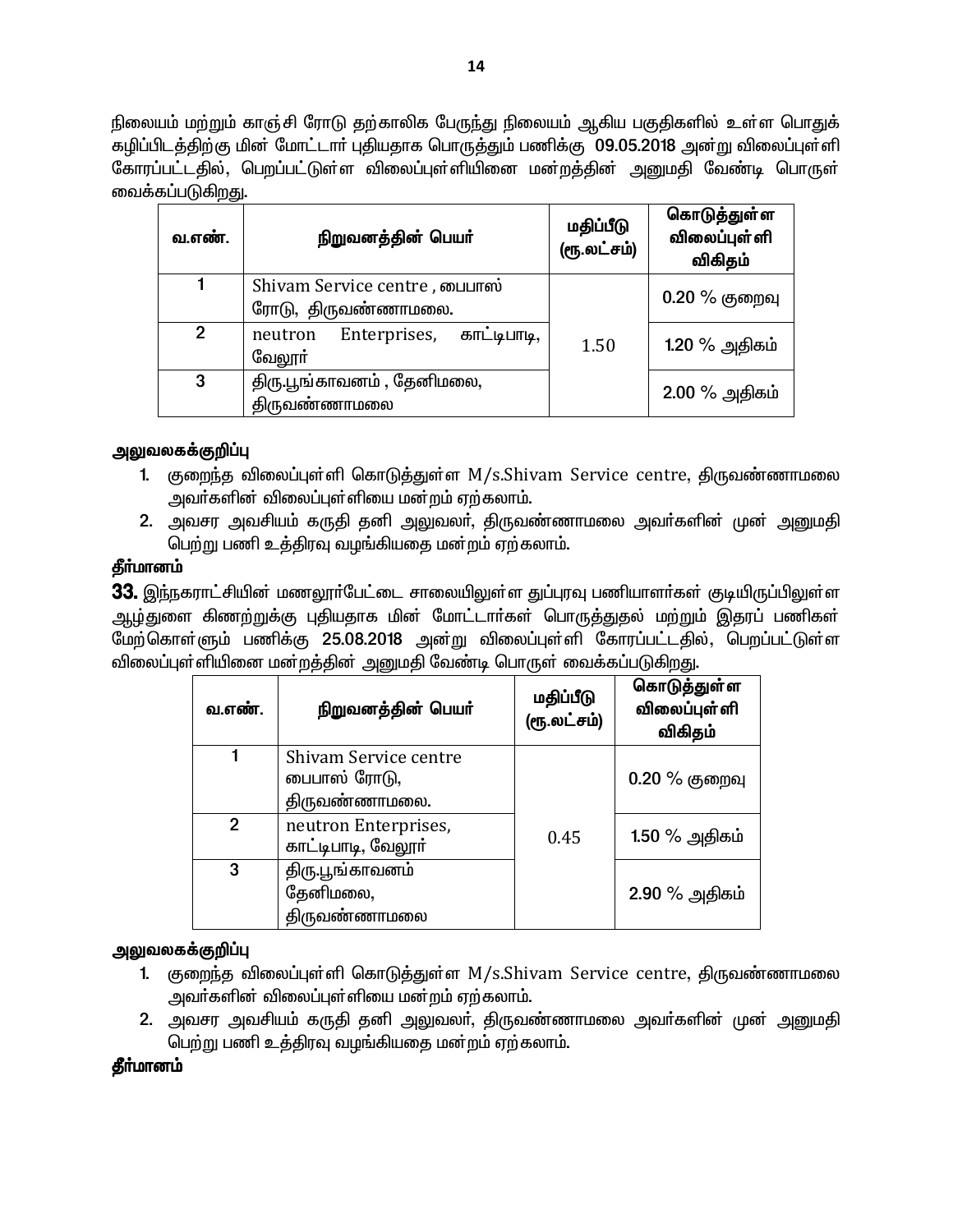நிலையம் மற்றும் காஞ்சி ரோடு தற்காலிக பேருந்து நிலையம் ஆகிய பகுதிகளில் உள்ள பொதுக் கழிப்பிடத்திற்கு மின் மோட்டார் புதியதாக பொருத்தும் பணிக்கு **09.05.2018** அன்று விலைப்புள்ளி கோரப்பட்டதில், பெறப்பட்டுள்ள விலைப்புள்ளியினை மன்றத்தின் அனுமதி வேண்டி பொருள் வைக்கப்படுகிறது.

| வ.எண். | நிறுவனத்தின் பெயர் | மதிப்பீடு (ரூ.லட்சம்) | கொடுத்துள்ள விலைப்புள்ளி விகிதம் |
|---|---|---|---|
| 1 | Shivam Service centre , பைபாஸ் ரோடு, திருவண்ணாமலை. | 1.50 | 0.20 % குறைவு |
| 2 | neutron Enterprises, காட்டிபாடி, வேலூர் | | 1.20 % அதிகம் |
| 3 | திரு.பூங்காவனம் , தேனிமலை, திருவண்ணாமலை | | 2.00 % அதிகம் |

**அலுவலகக்குறிப்பு**

1. குறைந்த விலைப்புள்ளி கொடுத்துள்ள M/s.Shivam Service centre, திருவண்ணாமலை அவர்களின் விலைப்புள்ளியை மன்றம் ஏற்கலாம்.
2. அவசர அவசியம் கருதி தனி அலுவலர், திருவண்ணாமலை அவர்களின் முன் அனுமதி பெற்று பணி உத்திரவு வழங்கியதை மன்றம் ஏற்கலாம்.

**தீர்மானம்**

**33.** இந்நகராட்சியின் மணலூர்பேட்டை சாலையிலுள்ள துப்புரவு பணியாளர்கள் குடியிருப்பிலுள்ள ஆழ்துளை கிணற்றுக்கு புதியதாக மின் மோட்டார்கள் பொருத்துதல் மற்றும் இதரப் பணிகள் மேற்கொள்ளும் பணிக்கு **25.08.2018** அன்று விலைப்புள்ளி கோரப்பட்டதில், பெறப்பட்டுள்ள விலைப்புள்ளியினை மன்றத்தின் அனுமதி வேண்டி பொருள் வைக்கப்படுகிறது.

| வ.எண். | நிறுவனத்தின் பெயர் | மதிப்பீடு (ரூ.லட்சம்) | கொடுத்துள்ள விலைப்புள்ளி விகிதம் |
|---|---|---|---|
| 1 | Shivam Service centre பைபாஸ் ரோடு, திருவண்ணாமலை. | 0.45 | 0.20 % குறைவு |
| 2 | neutron Enterprises, காட்டிபாடி, வேலூர் | | 1.50 % அதிகம் |
| 3 | திரு.பூங்காவனம் தேனிமலை, திருவண்ணாமலை | | 2.90 % அதிகம் |

**அலுவலகக்குறிப்பு**

1. குறைந்த விலைப்புள்ளி கொடுத்துள்ள M/s.Shivam Service centre, திருவண்ணாமலை அவர்களின் விலைப்புள்ளியை மன்றம் ஏற்கலாம்.
2. அவசர அவசியம் கருதி தனி அலுவலர், திருவண்ணாமலை அவர்களின் முன் அனுமதி பெற்று பணி உத்திரவு வழங்கியதை மன்றம் ஏற்கலாம்.

**தீர்மானம்**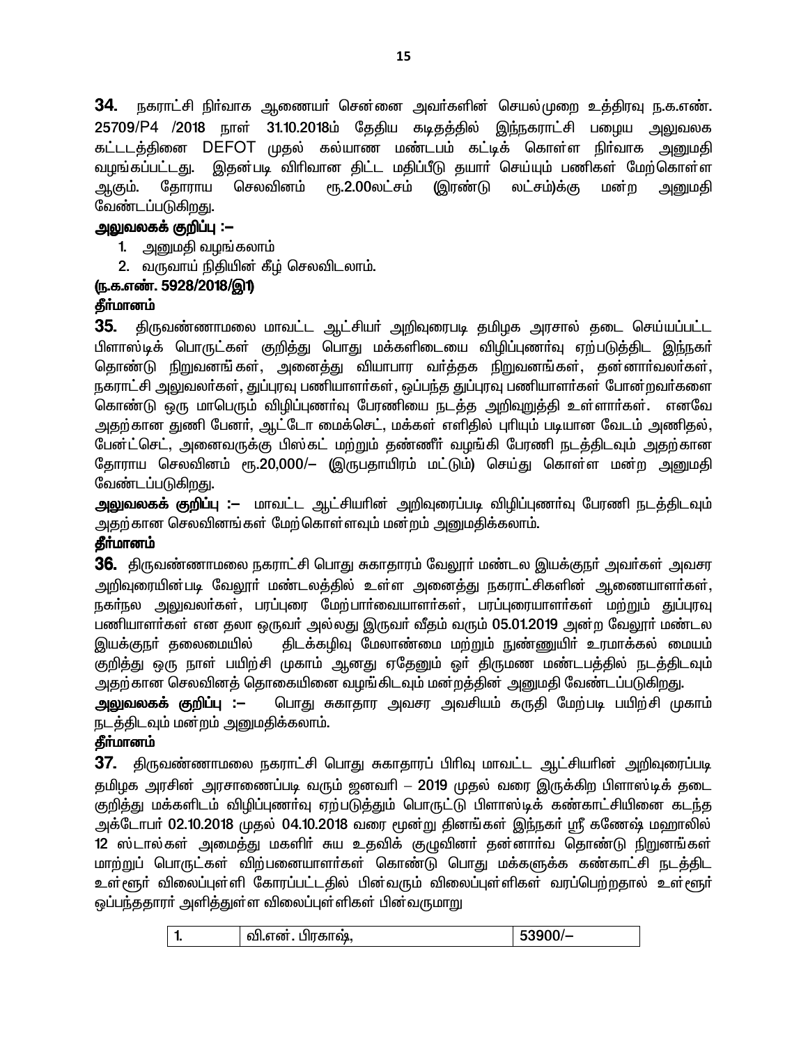**34.** நகராட்சி நிர்வாக ஆணையர் சென்னை அவர்களின் செயல்முறை உத்திரவு ந.க.எண். 25709/P4 /2018 நாள் 31.10.2018ம் தேதிய கடிதத்தில் இந்நகராட்சி பழைய அலுவலக கட்டடத்தினை DEFOT முதல் கல்யாண மண்டபம் கட்டிக் கொள்ள நிர்வாக அனுமதி வழங்கப்பட்டது. இதன்படி விரிவான திட்ட மதிப்பீடு தயார் செய்யும் பணிகள் மேற்கொள்ள ஆகும். தோராய செலவினம் ரூ.2.00லட்சம் (இரண்டு லட்சம்)க்கு மன்ற அனுமதி வேண்டப்படுகிறது.

**அலுவலகக் குறிப்பு :–**

1. அனுமதி வழங்கலாம்
2. வருவாய் நிதியின் கீழ் செலவிடலாம்.

**(ந.க.எண். 5928/2018/இ1)**

**தீர்மானம்**

**35.** திருவண்ணாமலை மாவட்ட ஆட்சியர் அறிவுரைபடி தமிழக அரசால் தடை செய்யப்பட்ட பிளாஸ்டிக் பொருட்கள் குறித்து பொது மக்களிடையை விழிப்புணர்வு ஏற்படுத்திட இந்நகர் தொண்டு நிறுவனங்கள், அனைத்து வியாபார வர்த்தக நிறுவனங்கள், தன்னார்வலர்கள், நகராட்சி அலுவலர்கள், துப்புரவு பணியாளர்கள், ஒப்பந்த துப்புரவு பணியாளர்கள் போன்றவர்களை கொண்டு ஒரு மாபெரும் விழிப்புணர்வு பேரணியை நடத்த அறிவுறுத்தி உள்ளார்கள். எனவே அதற்கான துணி பேனர், ஆட்டோ மைக்செட், மக்கள் எளிதில் புரியும் படியான வேடம் அணிதல், பேன்ட்செட், அனைவருக்கு பிஸ்கட் மற்றும் தண்ணீர் வழங்கி பேரணி நடத்திடவும் அதற்கான தோராய செலவினம் ரூ.20,000/– (இருபதாயிரம் மட்டும்) செய்து கொள்ள மன்ற அனுமதி வேண்டப்படுகிறது.

**அலுவலகக் குறிப்பு :–** மாவட்ட ஆட்சியரின் அறிவுரைப்படி விழிப்புணர்வு பேரணி நடத்திடவும் அதற்கான செலவினங்கள் மேற்கொள்ளவும் மன்றம் அனுமதிக்கலாம்.

**தீர்மானம்**

**36.** திருவண்ணாமலை நகராட்சி பொது சுகாதாரம் வேலூர் மண்டல இயக்குநர் அவர்கள் அவசர அறிவுரையின்படி வேலூர் மண்டலத்தில் உள்ள அனைத்து நகராட்சிகளின் ஆணையாளர்கள், நகர்நல அலுவலர்கள், பரப்புரை மேற்பார்வையாளர்கள், பரப்புரையாளர்கள் மற்றும் துப்புரவு பணியாளர்கள் என தலா ஒருவர் அல்லது இருவர் வீதம் வரும் 05.01.2019 அன்ற வேலூர் மண்டல இயக்குநர் தலைமையில் திடக்கழிவு மேலாண்மை மற்றும் நுண்ணுயிர் உரமாக்கல் மையம் குறித்து ஒரு நாள் பயிற்சி முகாம் ஆனது ஏதேனும் ஓர் திருமண மண்டபத்தில் நடத்திடவும் அதற்கான செலவினத் தொகையினை வழங்கிடவும் மன்றத்தின் அனுமதி வேண்டப்படுகிறது.

**அலுவலகக் குறிப்பு :–** பொது சுகாதார அவசர அவசியம் கருதி மேற்படி பயிற்சி முகாம் நடத்திடவும் மன்றம் அனுமதிக்கலாம்.

**தீர்மானம்**

**37.** திருவண்ணாமலை நகராட்சி பொது சுகாதாரப் பிரிவு மாவட்ட ஆட்சியரின் அறிவுரைப்படி தமிழக அரசின் அரசாணைப்படி வரும் ஜனவரி – 2019 முதல் வரை இருக்கிற பிளாஸ்டிக் தடை குறித்து மக்களிடம் விழிப்புணர்வு ஏற்படுத்தும் பொருட்டு பிளாஸ்டிக் கண்காட்சியினை கடந்த அக்டோபர் 02.10.2018 முதல் 04.10.2018 வரை மூன்று தினங்கள் இந்நகர் ஸ்ரீ கணேஷ் மஹாலில் 12 ஸ்டால்கள் அமைத்து மகளிர் சுய உதவிக் குழுவினர் தன்னார்வ தொண்டு நிறுனங்கள் மாற்றுப் பொருட்கள் விற்பனையாளர்கள் கொண்டு பொது மக்களுக்க கண்காட்சி நடத்திட உள்ளூர் விலைப்புள்ளி கோரப்பட்டதில் பின்வரும் விலைப்புள்ளிகள் வரப்பெற்றதால் உள்ளூர் ஒப்பந்ததாரர் அளித்துள்ள விலைப்புள்ளிகள் பின்வருமாறு

| | | |
|---|---|---|
| 1. | வி.என். பிரகாஷ், | 53900/– |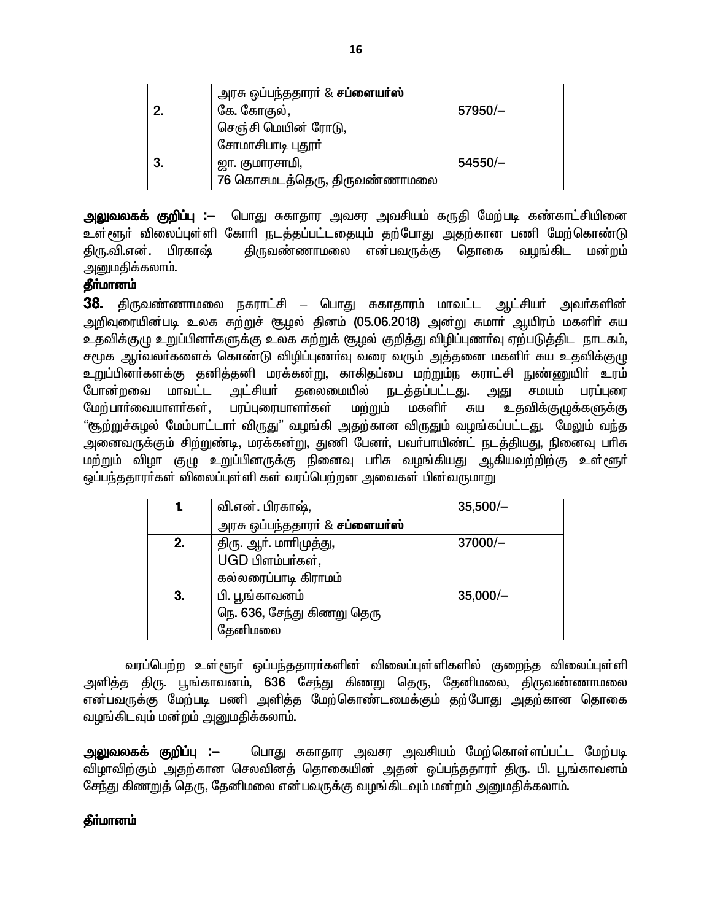| | அரசு ஒப்பந்ததாரா் & **சப்ளையர்ஸ்** | |
|---|---|---|
| 2. | கே. கோகுல்,<br>செஞ்சி மெயின் ரோடு,<br>சோமாசிபாடி புதூர் | 57950/– |
| 3. | ஜா. குமாரசாமி,<br>76 கொசமடத்தெரு, திருவண்ணாமலை | 54550/– |

**அலுவலகக் குறிப்பு :–** பொது சுகாதார அவசர அவசியம் கருதி மேற்படி கண்காட்சியினை உள்ளூர் விலைப்புள்ளி கோரி நடத்தப்பட்டதையும் தற்போது அதற்கான பணி மேற்கொண்டு திரு.வி.என். பிரகாஷ் திருவண்ணாமலை என்பவருக்கு தொகை வழங்கிட மன்றம் அனுமதிக்கலாம்.

**தீர்மானம்**

**38.** திருவண்ணாமலை நகராட்சி – பொது சுகாதாரம் மாவட்ட ஆட்சியர் அவர்களின் அறிவுரையின்படி உலக சுற்றுச் சூழல் தினம் (05.06.2018) அன்று சுமார் ஆயிரம் மகளிர் சுய உதவிக்குழு உறுப்பினர்களுக்கு உலக சுற்றுக் சூழல் குறித்து விழிப்புணர்வு ஏற்படுத்திட நாடகம், சமூக ஆர்வலர்களைக் கொண்டு விழிப்புணர்வு வரை வரும் அத்தனை மகளிர் சுய உதவிக்குழு உறுப்பினர்களக்கு தனித்தனி மரக்கன்று, காகிதப்பை மற்றும்ந கராட்சி நுண்ணுயிர் உரம் போன்றவை மாவட்ட அட்சியர் தலைமையில் நடத்தப்பட்டது. அது சமயம் பரப்புரை மேற்பார்வையாளர்கள், பரப்புரையாளர்கள் மற்றும் மகளிர் சுய உதவிக்குழுக்களுக்கு “சூற்றுச்சுழல் மேம்பாட்டார் விருது” வழங்கி அதற்கான விருதும் வழங்கப்பட்டது. மேலும் வந்த அனைவருக்கும் சிற்றுண்டி, மரக்கன்று, துணி பேனர், பவர்பாயிண்ட் நடத்தியது, நினைவு பரிசு மற்றும் விழா குழு உறுப்பினருக்கு நினைவு பரிசு வழங்கியது ஆகியவற்றிற்கு உள்ளூர் ஒப்பந்ததாரர்கள் விலைப்புள்ளி கள் வரப்பெற்றன அவைகள் பின்வருமாறு

| 1. | வி.என். பிரகாஷ்,<br>அரசு ஒப்பந்ததாரா் & **சப்ளையர்ஸ்** | 35,500/– |
|---|---|---|
| 2. | திரு. ஆர். மாரிமுத்து,<br>UGD பிளம்பர்கள்,<br>கல்லரைப்பாடி கிராமம் | 37000/– |
| 3. | பி. பூங்காவனம்<br>நெ. 636, சேந்து கிணறு தெரு<br>தேனிமலை | 35,000/– |

வரப்பெற்ற உள்ளூர் ஒப்பந்ததாரர்களின் விலைப்புள்ளிகளில் குறைந்த விலைப்புள்ளி அளித்த திரு. பூங்காவனம், 636 சேந்து கிணறு தெரு, தேனிமலை, திருவண்ணாமலை என்பவருக்கு மேற்படி பணி அளித்த மேற்கொண்டமைக்கும் தற்போது அதற்கான தொகை வழங்கிடவும் மன்றம் அனுமதிக்கலாம்.

**அலுவலகக் குறிப்பு :–** பொது சுகாதார அவசர அவசியம் மேற்கொள்ளப்பட்ட மேற்படி விழாவிற்கும் அதற்கான செலவினத் தொகையின் அதன் ஒப்பந்ததாரர் திரு. பி. பூங்காவனம் சேந்து கிணறுத் தெரு, தேனிமலை என்பவருக்கு வழங்கிடவும் மன்றம் அனுமதிக்கலாம்.

**தீர்மானம்**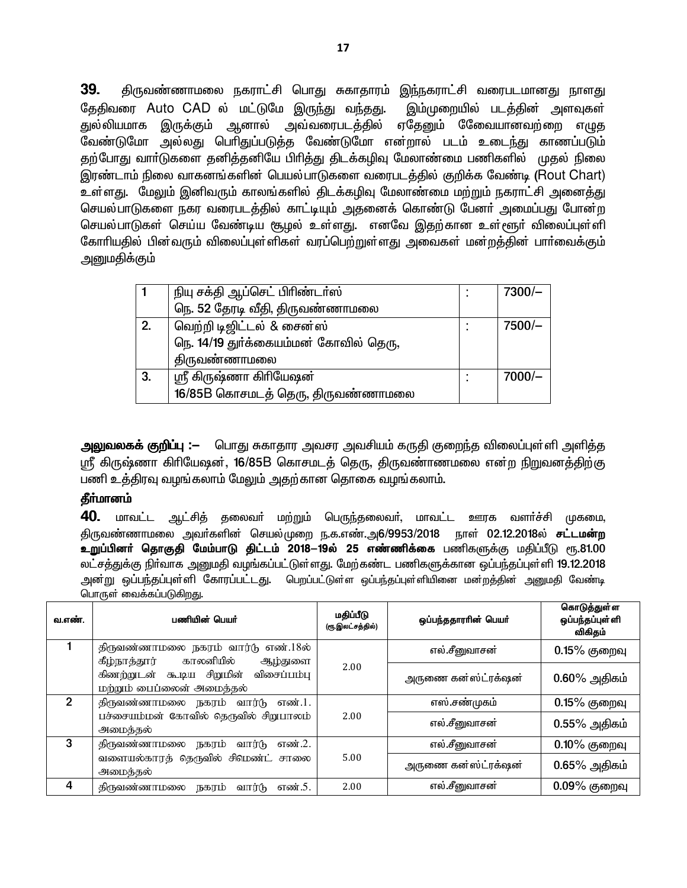**39.** திருவண்ணாமலை நகராட்சி பொது சுகாதாரம் இந்நகராட்சி வரைபடமானது நாளது தேதிவரை Auto CAD ல் மட்டுமே இருந்து வந்தது. இம்முறையில் படத்தின் அளவுகள் துல்லியமாக இருக்கும் ஆனால் அவ்வரைபடத்தில் ஏதேனும் தேவையானவற்றை எழுத வேண்டுமோ அல்லது பெரிதுப்படுத்த வேண்டுமோ என்றால் படம் உடைந்து காணப்படும் தற்போது வார்டுகளை தனித்தனியே பிரித்து திடக்கழிவு மேலாண்மை பணிகளில் முதல் நிலை இரண்டாம் நிலை வாகனங்களின் பெயல்பாடுகளை வரைபடத்தில் குறிக்க வேண்டி (Rout Chart) உள்ளது. மேலும் இனிவரும் காலங்களில் திடக்கழிவு மேலாண்மை மற்றும் நகராட்சி அனைத்து செயல்பாடுகளை நகர வரைபடத்தில் காட்டியும் அதனைக் கொண்டு பேனர் அமைப்பது போன்ற செயல்பாடுகள் செய்ய வேண்டிய சூழல் உள்ளது. எனவே இதற்கான உள்ளூர் விலைப்புள்ளி கோரியதில் பின்வரும் விலைப்புள்ளிகள் வரப்பெற்றுள்ளது அவைகள் மன்றத்தின் பார்வைக்கும் அனுமதிக்கும்

| | | | |
|---|---|---|---|
| 1 | நியு சக்தி ஆப்செட் பிரிண்டர்ஸ்<br>நெ. 52 தேரடி வீதி, திருவண்ணாமலை | : | 7300/– |
| 2. | வெற்றி டிஜிட்டல் & சைன்ஸ்<br>நெ. 14/19 துர்க்கையம்மன் கோவில் தெரு, திருவண்ணாமலை | : | 7500/– |
| 3. | ஸ்ரீ கிருஷ்ணா கிரியேஷன்<br>16/85B கொசமடத் தெரு, திருவண்ணாமலை | : | 7000/– |

**அலுவலகக் குறிப்பு :–** பொது சுகாதார அவசர அவசியம் கருதி குறைந்த விலைப்புள்ளி அளித்த ஸ்ரீ கிருஷ்ணா கிரியேஷன், 16/85B கொசமடத் தெரு, திருவண்ணாணமலை என்ற நிறுவனத்திற்கு பணி உத்திரவு வழங்கலாம் மேலும் அதற்கான தொகை வழங்கலாம்.

**தீர்மானம்**

**40.** மாவட்ட ஆட்சித் தலைவர் மற்றும் பெருந்தலைவர், மாவட்ட ஊரக வளர்ச்சி முகமை, திருவண்ணாமலை அவர்களின் செயல்முறை ந.க.எண்.அ6/9953/2018 நாள் 02.12.2018ல் **சட்டமன்ற உறுப்பினர் தொகுதி மேம்பாடு திட்டம் 2018–19ல் 25 எண்ணிக்கை** பணிகளுக்கு மதிப்பீடு ரூ.81.00 லட்சத்துக்கு நிர்வாக அனுமதி வழங்கப்பட்டுள்ளது. மேற்கண்ட பணிகளுக்கான ஒப்பந்தப்புள்ளி 19.12.2018 அன்று ஒப்பந்தப்புள்ளி கோரப்பட்டது. பெறப்பட்டுள்ள ஒப்பந்தப்புள்ளியினை மன்றத்தின் அனுமதி வேண்டி பொருள் வைக்கப்படுகிறது.

| வ.எண். | பணியின் பெயர் | மதிப்பீடு (ரூ.இலட்சத்தில்) | ஒப்பந்ததாரரின் பெயர் | கொடுத்துள்ள ஒப்பந்தப்புள்ளி விகிதம் |
|---|---|---|---|---|
| 1 | திருவண்ணாமலை நகரம் வார்டு எண்.18ல் கீழ்நாத்தூர் காலனியில் ஆழ்துளை கிணற்றுடன் கூடிய சிறுமின் விசைப்பம்பு மற்றும் பைப்லைன் அமைத்தல் | 2.00 | எல்.சீனுவாசன் | 0.15% குறைவு |
| | | | அருணை கன்ஸ்ட்ரக்ஷன் | 0.60% அதிகம் |
| 2 | திருவண்ணாமலை நகரம் வார்டு எண்.1. பச்சையம்மன் கோவில் தெருவில் சிறுபாலம் அமைத்தல் | 2.00 | எஸ்.சண்முகம் | 0.15% குறைவு |
| | | | எல்.சீனுவாசன் | 0.55% அதிகம் |
| 3 | திருவண்ணாமலை நகரம் வார்டு எண்.2. வளையல்காரத் தெருவில் சிமெண்ட் சாலை அமைத்தல் | 5.00 | எல்.சீனுவாசன் | 0.10% குறைவு |
| | | | அருணை கன்ஸ்ட்ரக்ஷன் | 0.65% அதிகம் |
| 4 | திருவண்ணாமலை நகரம் வார்டு எண்.5. | 2.00 | எல்.சீனுவாசன் | 0.09% குறைவு |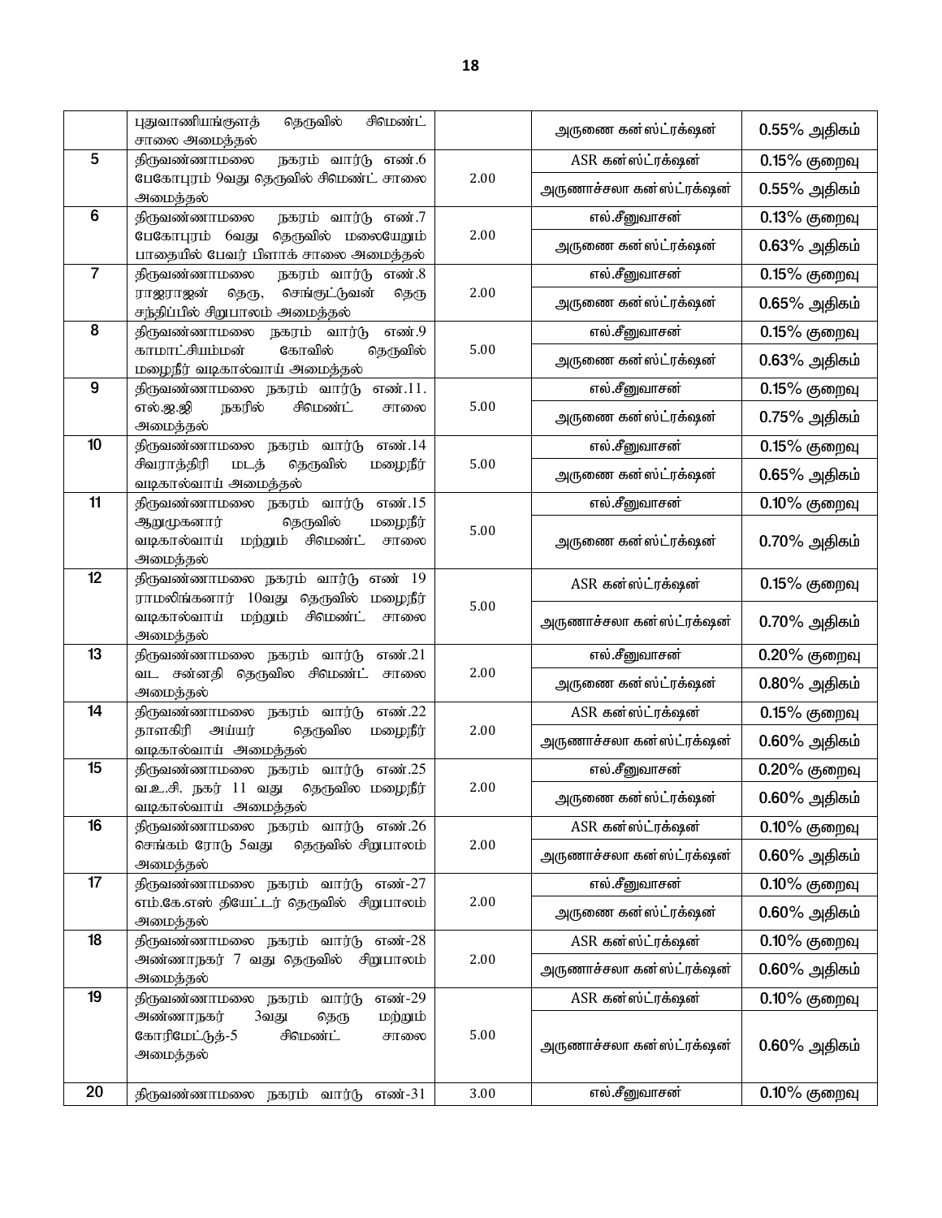| | | | | |
|---|---|---|---|---|
| | புதுவாணியங்குளத் தெருவில் சிமெண்ட் சாலை அமைத்தல் | | அருணை கன்ஸ்ட்ரக்ஷன் | 0.55% அதிகம் |
| 5 | திருவண்ணாமலை நகரம் வார்டு எண்.6 பேகோபுரம் 9வது தெருவில் சிமெண்ட் சாலை அமைத்தல் | 2.00 | ASR கன்ஸ்ட்ரக்ஷன் | 0.15% குறைவு |
| | | | அருணாச்சலா கன்ஸ்ட்ரக்ஷன் | 0.55% அதிகம் |
| 6 | திருவண்ணாமலை நகரம் வார்டு எண்.7 பேகோபுரம் 6வது தெருவில் மலையேறும் பாதையில் பேவர் பிளாக் சாலை அமைத்தல் | 2.00 | எல்.சீனுவாசன் | 0.13% குறைவு |
| | | | அருணை கன்ஸ்ட்ரக்ஷன் | 0.63% அதிகம் |
| 7 | திருவண்ணாமலை நகரம் வார்டு எண்.8 ராஜராஜன் தெரு, செங்குட்டுவன் தெரு சந்திப்பில் சிறுபாலம் அமைத்தல் | 2.00 | எல்.சீனுவாசன் | 0.15% குறைவு |
| | | | அருணை கன்ஸ்ட்ரக்ஷன் | 0.65% அதிகம் |
| 8 | திருவண்ணாமலை நகரம் வார்டு எண்.9 காமாட்சியம்மன் கோவில் தெருவில் மழைநீர் வடிகால்வாய் அமைத்தல் | 5.00 | எல்.சீனுவாசன் | 0.15% குறைவு |
| | | | அருணை கன்ஸ்ட்ரக்ஷன் | 0.63% அதிகம் |
| 9 | திருவண்ணாமலை நகரம் வார்டு எண்.11. எல்.ஐ.ஜி நகரில் சிமெண்ட் சாலை அமைத்தல் | 5.00 | எல்.சீனுவாசன் | 0.15% குறைவு |
| | | | அருணை கன்ஸ்ட்ரக்ஷன் | 0.75% அதிகம் |
| 10 | திருவண்ணாமலை நகரம் வார்டு எண்.14 சிவராத்திரி மடத் தெருவில் மழைநீர் வடிகால்வாய் அமைத்தல் | 5.00 | எல்.சீனுவாசன் | 0.15% குறைவு |
| | | | அருணை கன்ஸ்ட்ரக்ஷன் | 0.65% அதிகம் |
| 11 | திருவண்ணாமலை நகரம் வார்டு எண்.15 ஆறுமுகனார் தெருவில் மழைநீர் வடிகால்வாய் மற்றும் சிமெண்ட் சாலை அமைத்தல் | 5.00 | எல்.சீனுவாசன் | 0.10% குறைவு |
| | | | அருணை கன்ஸ்ட்ரக்ஷன் | 0.70% அதிகம் |
| 12 | திருவண்ணாமலை நகரம் வார்டு எண் 19 ராமலிங்கனார் 10வது தெருவில் மழைநீர் வடிகால்வாய் மற்றும் சிமெண்ட் சாலை அமைத்தல் | 5.00 | ASR கன்ஸ்ட்ரக்ஷன் | 0.15% குறைவு |
| | | | அருணாச்சலா கன்ஸ்ட்ரக்ஷன் | 0.70% அதிகம் |
| 13 | திருவண்ணாமலை நகரம் வார்டு எண்.21 வட சன்னதி தெருவில சிமெண்ட் சாலை அமைத்தல் | 2.00 | எல்.சீனுவாசன் | 0.20% குறைவு |
| | | | அருணை கன்ஸ்ட்ரக்ஷன் | 0.80% அதிகம் |
| 14 | திருவண்ணாமலை நகரம் வார்டு எண்.22 தாளகிரி அய்யர் தெருவில மழைநீர் வடிகால்வாய் அமைத்தல் | 2.00 | ASR கன்ஸ்ட்ரக்ஷன் | 0.15% குறைவு |
| | | | அருணாச்சலா கன்ஸ்ட்ரக்ஷன் | 0.60% அதிகம் |
| 15 | திருவண்ணாமலை நகரம் வார்டு எண்.25 வ.உ.சி. நகர் 11 வது தெருவில மழைநீர் வடிகால்வாய் அமைத்தல் | 2.00 | எல்.சீனுவாசன் | 0.20% குறைவு |
| | | | அருணை கன்ஸ்ட்ரக்ஷன் | 0.60% அதிகம் |
| 16 | திருவண்ணாமலை நகரம் வார்டு எண்.26 செங்கம் ரோடு 5வது தெருவில் சிறுபாலம் அமைத்தல் | 2.00 | ASR கன்ஸ்ட்ரக்ஷன் | 0.10% குறைவு |
| | | | அருணாச்சலா கன்ஸ்ட்ரக்ஷன் | 0.60% அதிகம் |
| 17 | திருவண்ணாமலை நகரம் வார்டு எண்-27 எம்.கே.எஸ் தியேட்டர் தெருவில் சிறுபாலம் அமைத்தல் | 2.00 | எல்.சீனுவாசன் | 0.10% குறைவு |
| | | | அருணை கன்ஸ்ட்ரக்ஷன் | 0.60% அதிகம் |
| 18 | திருவண்ணாமலை நகரம் வார்டு எண்-28 அண்ணாநகர் 7 வது தெருவில் சிறுபாலம் அமைத்தல் | 2.00 | ASR கன்ஸ்ட்ரக்ஷன் | 0.10% குறைவு |
| | | | அருணாச்சலா கன்ஸ்ட்ரக்ஷன் | 0.60% அதிகம் |
| 19 | திருவண்ணாமலை நகரம் வார்டு எண்-29 அண்ணாநகர் 3வது தெரு மற்றும் கோரிமேட்டுத்-5 சிமெண்ட் சாலை அமைத்தல் | 5.00 | ASR கன்ஸ்ட்ரக்ஷன் | 0.10% குறைவு |
| | | | அருணாச்சலா கன்ஸ்ட்ரக்ஷன் | 0.60% அதிகம் |
| 20 | திருவண்ணாமலை நகரம் வார்டு எண்-31 | 3.00 | எல்.சீனுவாசன் | 0.10% குறைவு |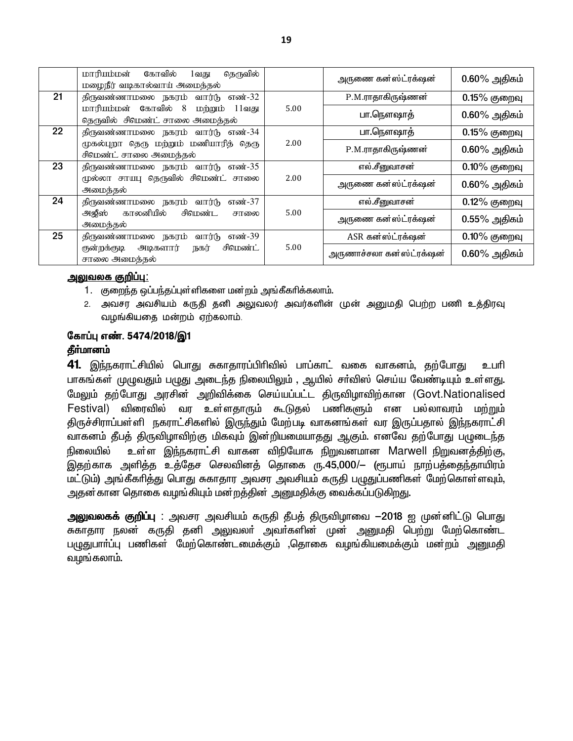| | | | | |
|---|---|---|---|---|
| | மாரியம்மன் கோவில் 1வது தெருவில் மழைநீர் வடிகால்வாய் அமைத்தல் | | அருணை கன்ஸ்ட்ரக்ஷன் | 0.60% அதிகம் |
| 21 | திருவண்ணாமலை நகரம் வார்டு எண்-32 மாரியம்மன் கோவில் 8 மற்றும் 11வது தெருவில் சிமெண்ட் சாலை அமைத்தல் | 5.00 | P.M.ராதாகிருஷ்ணன் | 0.15% குறைவு |
| | | | பா.நௌஷாத் | 0.60% அதிகம் |
| 22 | திருவண்ணாமலை நகரம் வார்டு எண்-34 முகல்புறா தெரு மற்றும் மணியாரித் தெரு சிமெண்ட் சாலை அமைத்தல் | 2.00 | பா.நௌஷாத் | 0.15% குறைவு |
| | | | P.M.ராதாகிருஷ்ணன் | 0.60% அதிகம் |
| 23 | திருவண்ணாமலை நகரம் வார்டு எண்-35 முல்லா சாயபு தெருவில் சிமெண்ட் சாலை அமைத்தல் | 2.00 | எல்.சீனுவாசன் | 0.10% குறைவு |
| | | | அருணை கன்ஸ்ட்ரக்ஷன் | 0.60% அதிகம் |
| 24 | திருவண்ணாமலை நகரம் வார்டு எண்-37 அஜீஸ் காலனியில் சிமெண்ட சாலை அமைத்தல் | 5.00 | எல்.சீனுவாசன் | 0.12% குறைவு |
| | | | அருணை கன்ஸ்ட்ரக்ஷன் | 0.55% அதிகம் |
| 25 | திருவண்ணாமலை நகரம் வார்டு எண்-39 குன்றக்குடி அடிகளார் நகர் சிமெண்ட் சாலை அமைத்தல் | 5.00 | ASR கன்ஸ்ட்ரக்ஷன் | 0.10% குறைவு |
| | | | அருணாச்சலா கன்ஸ்ட்ரக்ஷன் | 0.60% அதிகம் |

**அலுவலக குறிப்பு:**

1. குறைந்த ஒப்பந்தப்புள்ளிகளை மன்றம் அங்கீகரிக்கலாம்.
2. அவசர அவசியம் கருதி தனி அலுவலர் அவர்களின் முன் அனுமதி பெற்ற பணி உத்திரவு வழங்கியதை மன்றம் ஏற்கலாம்.

**கோப்பு எண். 5474/2018/இ1**

**தீர்மானம்**

**41.** இந்நகராட்சியில் பொது சுகாதாரப்பிரிவில் பாப்காட் வகை வாகனம், தற்போது உபரி பாகங்கள் முழுவதும் பழுது அடைந்த நிலையிலும் , ஆயில் சர்வீஸ் செய்ய வேண்டியும் உள்ளது. மேலும் தற்போது அரசின் அறிவிக்கை செய்யப்பட்ட திருவிழாவிற்கான (Govt.Nationalised Festival) விரைவில் வர உள்ளதாரும் கூடுதல் பணிகளும் என பல்லாவரம் மற்றும் திருச்சிராப்பள்ளி நகராட்சிகளில் இருந்தும் மேற்படி வாகனங்கள் வர இருப்பதால் இந்நகராட்சி வாகனம் தீபத் திருவிழாவிற்கு மிகவும் இன்றியமையாதது ஆகும். எனவே தற்போது பழுதடைந்த நிலையில் உள்ள இந்நகராட்சி வாகன விநியோக நிறுவனமான Marwell நிறுவனத்திற்கு, இதற்காக அளித்த உத்தேச செலவினத் தொகை ரூ.45,000/– (ரூபாய் நாற்பத்தைந்தாயிரம் மட்டும்) அங்கீகரித்து பொது சுகாதார அவசர அவசியம் கருதி பழுதுப்பணிகள் மேற்கொள்ளவும், அதன்கான தொகை வழங்கியும் மன்றத்தின் அனுமதிக்கு வைக்கப்படுகிறது.

**அலுவலகக் குறிப்பு** : அவசர அவசியம் கருதி தீபத் திருவிழாவை –2018 ஐ முன்னிட்டு பொது சுகாதார நலன் கருதி தனி அலுவலர் அவர்களின் முன் அனுமதி பெற்று மேற்கொண்ட பழுதுபார்ப்பு பணிகள் மேற்கொண்டமைக்கும் ,தொகை வழங்கியமைக்கும் மன்றம் அனுமதி வழங்கலாம்.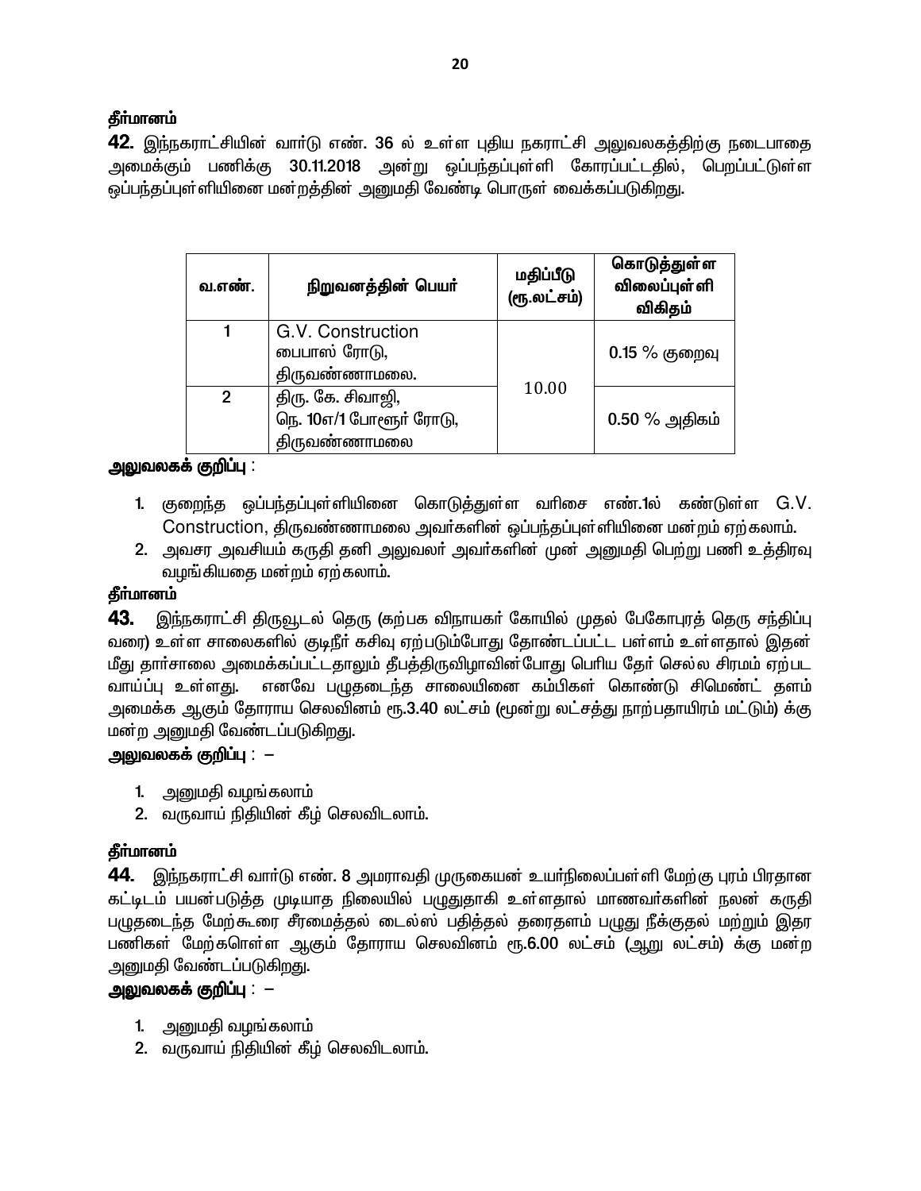**தீர்மானம்**

**42.** இந்நகராட்சியின் வார்டு எண். 36 ல் உள்ள புதிய நகராட்சி அலுவலகத்திற்கு நடைபாதை அமைக்கும் பணிக்கு 30.11.2018 அன்று ஒப்பந்தப்புள்ளி கோரப்பட்டதில், பெறப்பட்டுள்ள ஒப்பந்தப்புள்ளியினை மன்றத்தின் அனுமதி வேண்டி பொருள் வைக்கப்படுகிறது.

| வ.எண். | நிறுவனத்தின் பெயர் | மதிப்பீடு (ரூ.லட்சம்) | கொடுத்துள்ள விலைப்புள்ளி விகிதம் |
|---|---|---|---|
| 1 | G.V. Construction<br>பைபாஸ் ரோடு,<br>திருவண்ணாமலை. | 10.00 | 0.15 % குறைவு |
| 2 | திரு. கே. சிவாஜி,<br>நெ. 10எ/1 போளூர் ரோடு,<br>திருவண்ணாமலை | | 0.50 % அதிகம் |

**அலுவலகக் குறிப்பு** :

1. குறைந்த ஒப்பந்தப்புள்ளியினை கொடுத்துள்ள வரிசை எண்.1ல் கண்டுள்ள G.V. Construction, திருவண்ணாமலை அவர்களின் ஒப்பந்தப்புள்ளியினை மன்றம் ஏற்கலாம்.
2. அவசர அவசியம் கருதி தனி அலுவலர் அவர்களின் முன் அனுமதி பெற்று பணி உத்திரவு வழங்கியதை மன்றம் ஏற்கலாம்.

**தீர்மானம்**

**43.** இந்நகராட்சி திருவூடல் தெரு (கற்பக விநாயகர் கோயில் முதல் பேகோபுரத் தெரு சந்திப்பு வரை) உள்ள சாலைகளில் குடிநீர் கசிவு ஏற்படும்போது தோண்டப்பட்ட பள்ளம் உள்ளதால் இதன் மீது தார்சாலை அமைக்கப்பட்டதாலும் தீபத்திருவிழாவின்போது பெரிய தேர் செல்ல சிரமம் ஏற்பட வாய்ப்பு உள்ளது. எனவே பழுதடைந்த சாலையினை கம்பிகள் கொண்டு சிமெண்ட் தளம் அமைக்க ஆகும் தோராய செலவினம் ரூ.3.40 லட்சம் (மூன்று லட்சத்து நாற்பதாயிரம் மட்டும்) க்கு மன்ற அனுமதி வேண்டப்படுகிறது.

**அலுவலகக் குறிப்பு** : –

1. அனுமதி வழங்கலாம்
2. வருவாய் நிதியின் கீழ் செலவிடலாம்.

**தீர்மானம்**

**44.** இந்நகராட்சி வார்டு எண். 8 அமராவதி முருகையன் உயர்நிலைப்பள்ளி மேற்கு புரம் பிரதான கட்டிடம் பயன்படுத்த முடியாத நிலையில் பழுதாகி உள்ளதால் மாணவர்களின் நலன் கருதி பழுதடைந்த மேற்கூரை சீரமைத்தல் டைல்ஸ் பதித்தல் தரைதளம் பழுது நீக்குதல் மற்றும் இதர பணிகள் மேற்கொள்ள ஆகும் தோராய செலவினம் ரூ.6.00 லட்சம் (ஆறு லட்சம்) க்கு மன்ற அனுமதி வேண்டப்படுகிறது.

**அலுவலகக் குறிப்பு** : –

1. அனுமதி வழங்கலாம்
2. வருவாய் நிதியின் கீழ் செலவிடலாம்.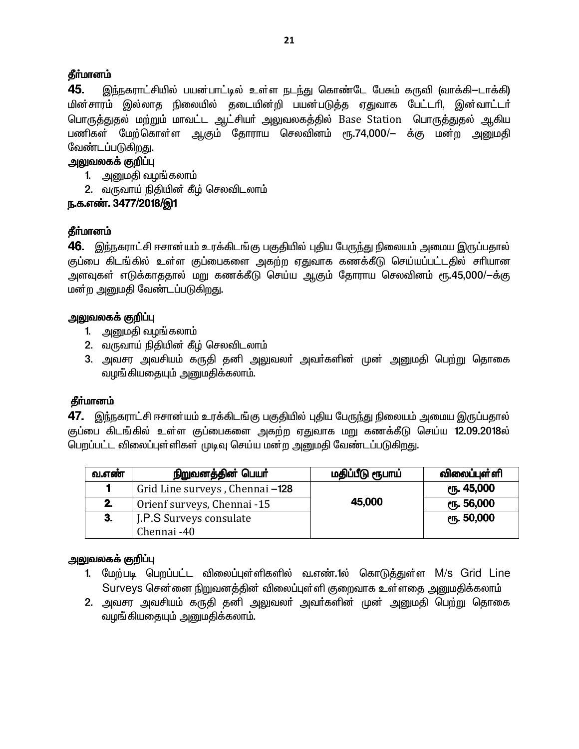**தீர்மானம்**

**45.** இந்நகராட்சியில் பயன்பாட்டில் உள்ள நடந்து கொண்டே பேசும் கருவி (வாக்கி–டாக்கி) மின்சாரம் இல்லாத நிலையில் தடையின்றி பயன்படுத்த ஏதுவாக பேட்டரி, இன்வாட்டர் பொருத்துதல் மற்றும் மாவட்ட ஆட்சியர் அலுவலகத்தில் Base Station பொருத்துதல் ஆகிய பணிகள் மேற்கொள்ள ஆகும் தோராய செலவினம் ரூ.74,000/– க்கு மன்ற அனுமதி வேண்டப்படுகிறது.

**அலுவலகக் குறிப்பு**

1. அனுமதி வழங்கலாம்
2. வருவாய் நிதியின் கீழ் செலவிடலாம்

**ந.க.எண். 3477/2018/இ1**

**தீர்மானம்**

**46.** இந்நகராட்சி ஈசான்யம் உரக்கிடங்கு பகுதியில் புதிய பேருந்து நிலையம் அமைய இருப்பதால் குப்பை கிடங்கில் உள்ள குப்பைகளை அகற்ற ஏதுவாக கணக்கீடு செய்யப்பட்டதில் சரியான அளவுகள் எடுக்காததால் மறு கணக்கீடு செய்ய ஆகும் தோராய செலவினம் ரூ.45,000/–க்கு மன்ற அனுமதி வேண்டப்படுகிறது.

**அலுவலகக் குறிப்பு**

1. அனுமதி வழங்கலாம்
2. வருவாய் நிதியின் கீழ் செலவிடலாம்
3. அவசர அவசியம் கருதி தனி அலுவலர் அவர்களின் முன் அனுமதி பெற்று தொகை வழங்கியதையும் அனுமதிக்கலாம்.

**தீர்மானம்**

**47.** இந்நகராட்சி ஈசான்யம் உரக்கிடங்கு பகுதியில் புதிய பேருந்து நிலையம் அமைய இருப்பதால் குப்பை கிடங்கில் உள்ள குப்பைகளை அகற்ற ஏதுவாக மறு கணக்கீடு செய்ய 12.09.2018ல் பெறப்பட்ட விலைப்புள்ளிகள் முடிவு செய்ய மன்ற அனுமதி வேண்டப்படுகிறது.

| வ.எண் | நிறுவனத்தின் பெயர் | மதிப்பீடு ரூபாய் | விலைப்புள்ளி |
|---|---|---|---|
| 1 | Grid Line surveys , Chennai –128 | 45,000 | ரூ. 45,000 |
| 2. | Orienf surveys, Chennai -15 | | ரூ. 56,000 |
| 3. | J.P.S Surveys consulate Chennai -40 | | ரூ. 50,000 |

**அலுவலகக் குறிப்பு**

1. மேற்படி பெறப்பட்ட விலைப்புள்ளிகளில் வ.எண்.1ல் கொடுத்துள்ள M/s Grid Line Surveys சென்னை நிறுவனத்தின் விலைப்புள்ளி குறைவாக உள்ளதை அனுமதிக்கலாம்
2. அவசர அவசியம் கருதி தனி அலுவலர் அவர்களின் முன் அனுமதி பெற்று தொகை வழங்கியதையும் அனுமதிக்கலாம்.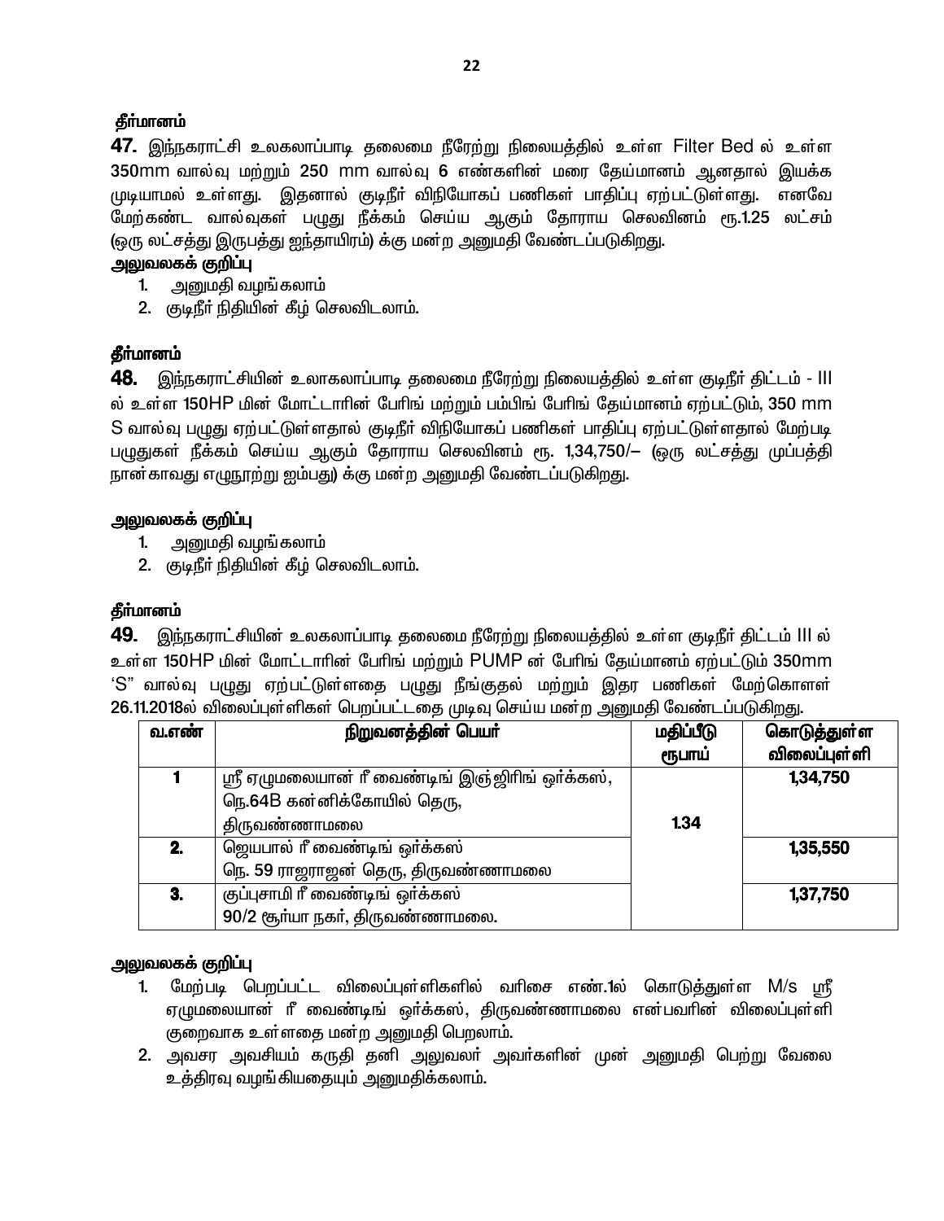**தீர்மானம்**

**47.** இந்நகராட்சி உலகலாப்பாடி தலைமை நீரேற்று நிலையத்தில் உள்ள Filter Bed ல் உள்ள 350mm வால்வு மற்றும் 250 mm வால்வு 6 எண்களின் மரை தேய்மானம் ஆனதால் இயக்க முடியாமல் உள்ளது. இதனால் குடிநீர் விநியோகப் பணிகள் பாதிப்பு ஏற்பட்டுள்ளது. எனவே மேற்கண்ட வால்வுகள் பழுது நீக்கம் செய்ய ஆகும் தோராய செலவினம் ரூ.1.25 லட்சம் (ஒரு லட்சத்து இருபத்து ஐந்தாயிரம்) க்கு மன்ற அனுமதி வேண்டப்படுகிறது.

**அலுவலகக் குறிப்பு**

1. அனுமதி வழங்கலாம்
2. குடிநீர் நிதியின் கீழ் செலவிடலாம்.

**தீர்மானம்**

**48.** இந்நகராட்சியின் உலாகலாப்பாடி தலைமை நீரேற்று நிலையத்தில் உள்ள குடிநீர் திட்டம் - III ல் உள்ள 150HP மின் மோட்டாரின் பேரிங் மற்றும் பம்பிங் பேரிங் தேய்மானம் ஏற்பட்டும், 350 mm S வால்வு பழுது ஏற்பட்டுள்ளதால் குடிநீர் விநியோகப் பணிகள் பாதிப்பு ஏற்பட்டுள்ளதால் மேற்படி பழுதுகள் நீக்கம் செய்ய ஆகும் தோராய செலவினம் ரூ. 1,34,750/– (ஒரு லட்சத்து முப்பத்தி நான்காவது எழுநூற்று ஐம்பது) க்கு மன்ற அனுமதி வேண்டப்படுகிறது.

**அலுவலகக் குறிப்பு**

1. அனுமதி வழங்கலாம்
2. குடிநீர் நிதியின் கீழ் செலவிடலாம்.

**தீர்மானம்**

**49.** இந்நகராட்சியின் உலகலாப்பாடி தலைமை நீரேற்று நிலையத்தில் உள்ள குடிநீர் திட்டம் III ல் உள்ள 150HP மின் மோட்டாரின் பேரிங் மற்றும் PUMP ன் பேரிங் தேய்மானம் ஏற்பட்டும் 350mm 'S" வால்வு பழுது ஏற்பட்டுள்ளதை பழுது நீங்குதல் மற்றும் இதர பணிகள் மேற்கொள்ள 26.11.2018ல் விலைப்புள்ளிகள் பெறப்பட்டதை முடிவு செய்ய மன்ற அனுமதி வேண்டப்படுகிறது.

| வ.எண் | நிறுவனத்தின் பெயர் | மதிப்பீடு ரூபாய் | கொடுத்துள்ள விலைப்புள்ளி |
|---|---|---|---|
| 1 | ஸ்ரீ ஏழுமலையான் ரீ வைண்டிங் இஞ்ஜிரிங் ஒர்க்கஸ், நெ.64B கன்னிக்கோயில் தெரு, திருவண்ணாமலை | 1.34 | 1,34,750 |
| 2. | ஜெயபால் ரீ வைண்டிங் ஒர்க்கஸ் நெ. 59 ராஜராஜன் தெரு, திருவண்ணாமலை | | 1,35,550 |
| 3. | குப்புசாமி ரீ வைண்டிங் ஒர்க்கஸ் 90/2 சூர்யா நகர், திருவண்ணாமலை. | | 1,37,750 |

**அலுவலகக் குறிப்பு**

1. மேற்படி பெறப்பட்ட விலைப்புள்ளிகளில் வரிசை எண்.1ல் கொடுத்துள்ள M/s ஸ்ரீ ஏழுமலையான் ரீ வைண்டிங் ஒர்க்கஸ், திருவண்ணாமலை என்பவரின் விலைப்புள்ளி குறைவாக உள்ளதை மன்ற அனுமதி பெறலாம்.
2. அவசர அவசியம் கருதி தனி அலுவலர் அவர்களின் முன் அனுமதி பெற்று வேலை உத்திரவு வழங்கியதையும் அனுமதிக்கலாம்.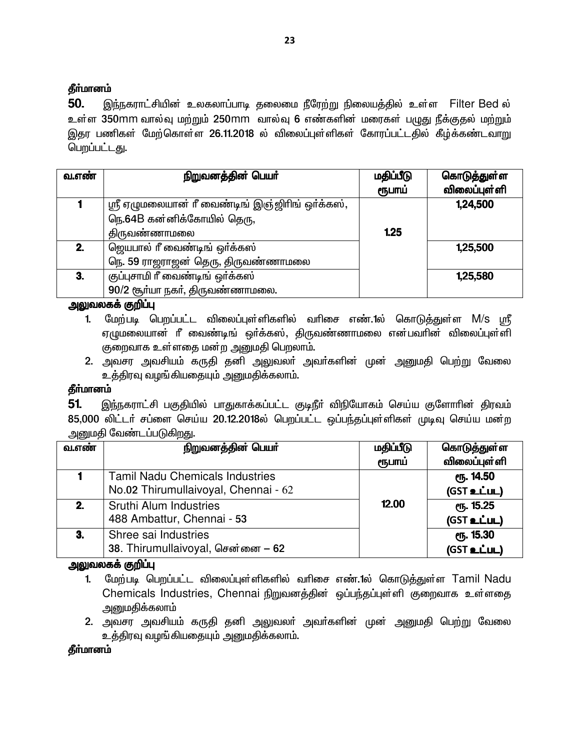**தீர்மானம்**

**50.** இந்நகராட்சியின் உலகலாப்பாடி தலைமை நீரேற்று நிலையத்தில் உள்ள Filter Bed ல் உள்ள 350mm வால்வு மற்றும் 250mm வால்வு 6 எண்களின் மரைகள் பழுது நீக்குதல் மற்றும் இதர பணிகள் மேற்கொள்ள 26.11.2018 ல் விலைப்புள்ளிகள் கோரப்பட்டதில் கீழ்க்கண்டவாறு பெறப்பட்டது.

| வ.எண் | நிறுவனத்தின் பெயர் | மதிப்பீடு ரூபாய் | கொடுத்துள்ள விலைப்புள்ளி |
|---|---|---|---|
| 1 | ஸ்ரீ ஏழுமலையான் ரீ வைண்டிங் இஞ்ஜிரிங் ஒர்க்கஸ், நெ.64B கன்னிக்கோயில் தெரு, திருவண்ணாமலை | 1.25 | 1,24,500 |
| 2. | ஜெயபால் ரீ வைண்டிங் ஒர்க்கஸ் நெ. 59 ராஜராஜன் தெரு, திருவண்ணாமலை | | 1,25,500 |
| 3. | குப்புசாமி ரீ வைண்டிங் ஒர்க்கஸ் 90/2 சூர்யா நகர், திருவண்ணாமலை. | | 1,25,580 |

**அலுவலகக் குறிப்பு**

1. மேற்படி பெறப்பட்ட விலைப்புள்ளிகளில் வரிசை எண்.1ல் கொடுத்துள்ள M/s ஸ்ரீ ஏழுமலையான் ரீ வைண்டிங் ஒர்க்கஸ், திருவண்ணாமலை என்பவரின் விலைப்புள்ளி குறைவாக உள்ளதை மன்ற அனுமதி பெறலாம்.
2. அவசர அவசியம் கருதி தனி அலுவலர் அவர்களின் முன் அனுமதி பெற்று வேலை உத்திரவு வழங்கியதையும் அனுமதிக்கலாம்.

**தீர்மானம்**

**51.** இந்நகராட்சி பகுதியில் பாதுகாக்கப்பட்ட குடிநீர் விநியோகம் செய்ய குளோரின் திரவம் 85,000 லிட்டர் சப்ளை செய்ய 20.12.2018ல் பெறப்பட்ட ஒப்பந்தப்புள்ளிகள் முடிவு செய்ய மன்ற அனுமதி வேண்டப்படுகிறது.

| வ.எண் | நிறுவனத்தின் பெயர் | மதிப்பீடு ரூபாய் | கொடுத்துள்ள விலைப்புள்ளி |
|---|---|---|---|
| 1 | Tamil Nadu Chemicals Industries No.02 Thirumullaivoyal, Chennai - 62 | 12.00 | ரூ. 14.50 (GST உட்பட) |
| 2. | Sruthi Alum Industries 488 Ambattur, Chennai - 53 | | ரூ. 15.25 (GST உட்பட) |
| 3. | Shree sai Industries 38. Thirumullaivoyal, சென்னை – 62 | | ரூ. 15.30 (GST உட்பட) |

**அலுவலகக் குறிப்பு**

1. மேற்படி பெறப்பட்ட விலைப்புள்ளிகளில் வரிசை எண்.1ல் கொடுத்துள்ள Tamil Nadu Chemicals Industries, Chennai நிறுவனத்தின் ஒப்பந்தப்புள்ளி குறைவாக உள்ளதை அனுமதிக்கலாம்
2. அவசர அவசியம் கருதி தனி அலுவலர் அவர்களின் முன் அனுமதி பெற்று வேலை உத்திரவு வழங்கியதையும் அனுமதிக்கலாம்.

**தீர்மானம்**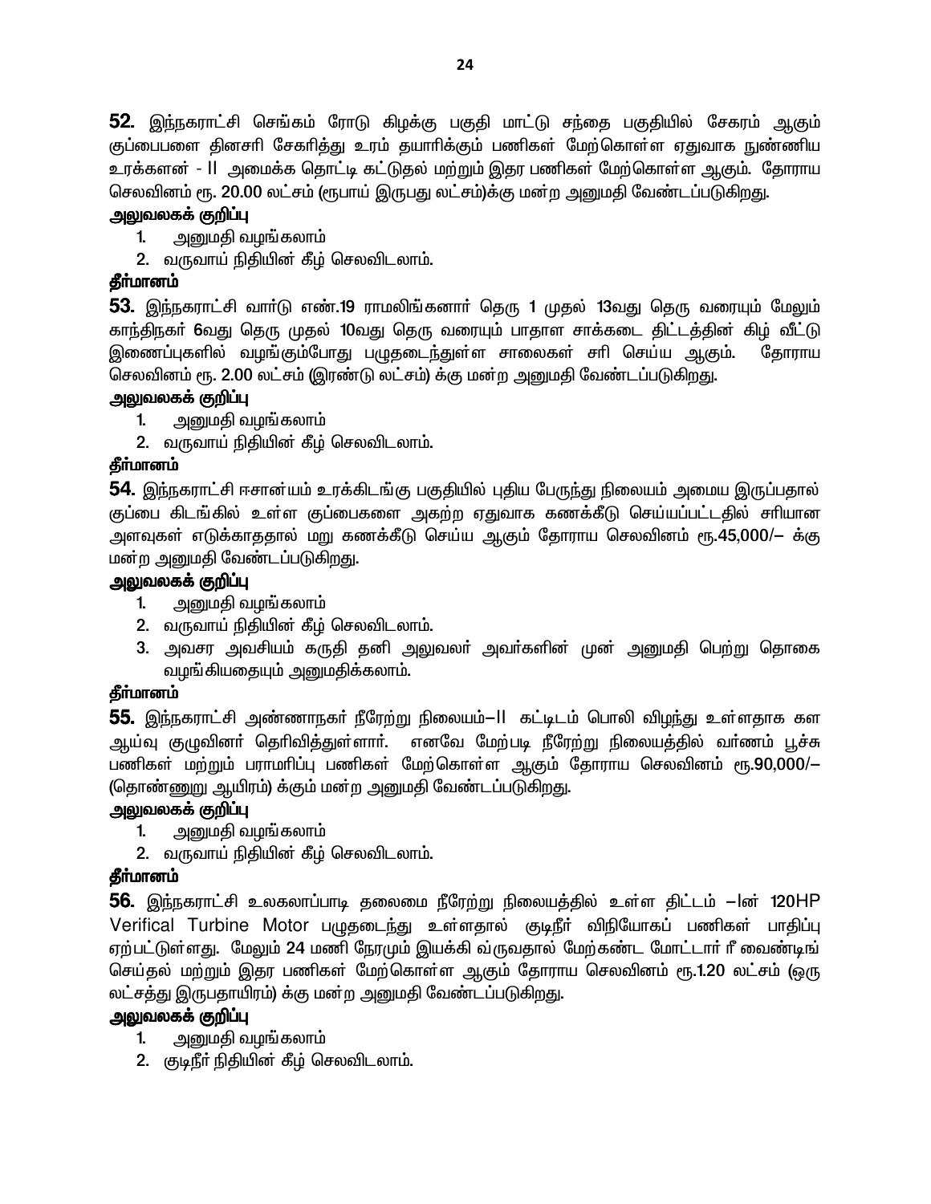**52.** இந்நகராட்சி செங்கம் ரோடு கிழக்கு பகுதி மாட்டு சந்தை பகுதியில் சேகரம் ஆகும் குப்பைபளை தினசரி சேகரித்து உரம் தயாரிக்கும் பணிகள் மேற்கொள்ள ஏதுவாக நுண்ணிய உரக்களன் - II அமைக்க தொட்டி கட்டுதல் மற்றும் இதர பணிகள் மேற்கொள்ள ஆகும். தோராய செலவினம் ரூ. 20.00 லட்சம் (ரூபாய் இருபது லட்சம்)க்கு மன்ற அனுமதி வேண்டப்படுகிறது.

**அலுவலகக் குறிப்பு**

1. அனுமதி வழங்கலாம்
2. வருவாய் நிதியின் கீழ் செலவிடலாம்.

**தீர்மானம்**

**53.** இந்நகராட்சி வார்டு எண்.19 ராமலிங்கனார் தெரு 1 முதல் 13வது தெரு வரையும் மேலும் காந்திநகர் 6வது தெரு முதல் 10வது தெரு வரையும் பாதாள சாக்கடை திட்டத்தின் கிழ் வீட்டு இணைப்புகளில் வழங்கும்போது பழுதடைந்துள்ள சாலைகள் சரி செய்ய ஆகும். தோராய செலவினம் ரூ. 2.00 லட்சம் (இரண்டு லட்சம்) க்கு மன்ற அனுமதி வேண்டப்படுகிறது.

**அலுவலகக் குறிப்பு**

1. அனுமதி வழங்கலாம்
2. வருவாய் நிதியின் கீழ் செலவிடலாம்.

**தீர்மானம்**

**54.** இந்நகராட்சி ஈசான்யம் உரக்கிடங்கு பகுதியில் புதிய பேருந்து நிலையம் அமைய இருப்பதால் குப்பை கிடங்கில் உள்ள குப்பைகளை அகற்ற ஏதுவாக கணக்கீடு செய்யப்பட்டதில் சரியான அளவுகள் எடுக்காததால் மறு கணக்கீடு செய்ய ஆகும் தோராய செலவினம் ரூ.45,000/– க்கு மன்ற அனுமதி வேண்டப்படுகிறது.

**அலுவலகக் குறிப்பு**

1. அனுமதி வழங்கலாம்
2. வருவாய் நிதியின் கீழ் செலவிடலாம்.
3. அவசர அவசியம் கருதி தனி அலுவலர் அவர்களின் முன் அனுமதி பெற்று தொகை வழங்கியதையும் அனுமதிக்கலாம்.

**தீர்மானம்**

**55.** இந்நகராட்சி அண்ணாநகர் நீரேற்று நிலையம்–II கட்டிடம் பொலி விழுந்து உள்ளதாக கள ஆய்வு குழுவினர் தெரிவித்துள்ளார். எனவே மேற்படி நீரேற்று நிலையத்தில் வர்ணம் பூச்சு பணிகள் மற்றும் பராமரிப்பு பணிகள் மேற்கொள்ள ஆகும் தோராய செலவினம் ரூ.90,000/– (தொண்ணுறு ஆயிரம்) க்கும் மன்ற அனுமதி வேண்டப்படுகிறது.

**அலுவலகக் குறிப்பு**

1. அனுமதி வழங்கலாம்
2. வருவாய் நிதியின் கீழ் செலவிடலாம்.

**தீர்மானம்**

**56.** இந்நகராட்சி உலகலாப்பாடி தலைமை நீரேற்று நிலையத்தில் உள்ள திட்டம் –Iன் 120HP Verifical Turbine Motor பழுதடைந்து உள்ளதால் குடிநீர் விநியோகப் பணிகள் பாதிப்பு ஏற்பட்டுள்ளது. மேலும் 24 மணி நேரமும் இயக்கி வ்ருவதால் மேற்கண்ட மோட்டார் ரீ வைண்டிங் செய்தல் மற்றும் இதர பணிகள் மேற்கொள்ள ஆகும் தோராய செலவினம் ரூ.1.20 லட்சம் (ஒரு லட்சத்து இருபதாயிரம்) க்கு மன்ற அனுமதி வேண்டப்படுகிறது.

**அலுவலகக் குறிப்பு**

1. அனுமதி வழங்கலாம்
2. குடிநீர் நிதியின் கீழ் செலவிடலாம்.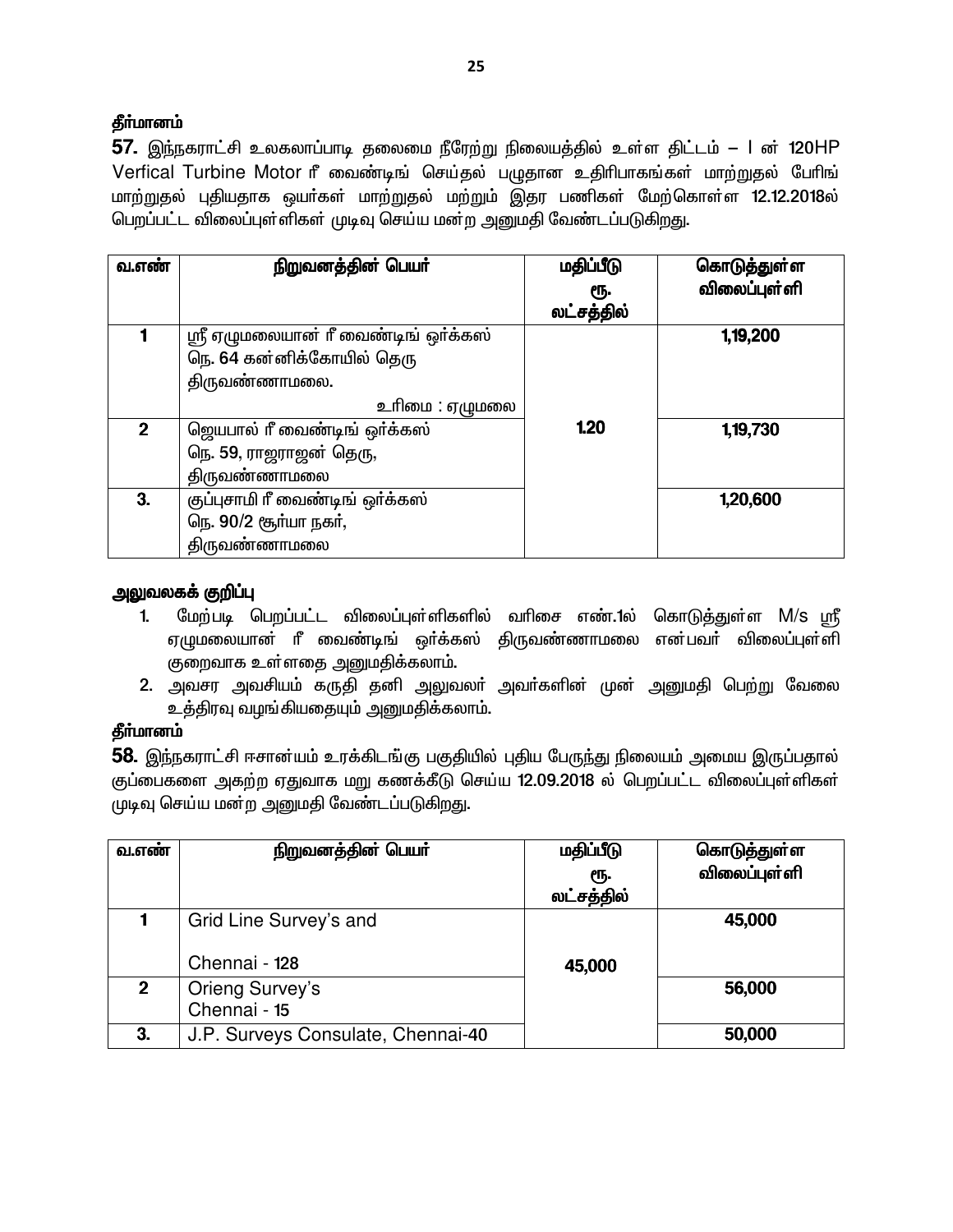**தீர்மானம்**

**57.** இந்நகராட்சி உலகலாப்பாடி தலைமை நீரேற்று நிலையத்தில் உள்ள திட்டம் – I ன் 120HP Verfical Turbine Motor ரீ வைண்டிங் செய்தல் பழுதான உதிரிபாகங்கள் மாற்றுதல் பேரிங் மாற்றுதல் புதியதாக ஒயர்கள் மாற்றுதல் மற்றும் இதர பணிகள் மேற்கொள்ள 12.12.2018ல் பெறப்பட்ட விலைப்புள்ளிகள் முடிவு செய்ய மன்ற அனுமதி வேண்டப்படுகிறது.

| வ.எண் | நிறுவனத்தின் பெயர் | மதிப்பீடு ரூ. லட்சத்தில் | கொடுத்துள்ள விலைப்புள்ளி |
|---|---|---|---|
| 1 | ஸ்ரீ ஏழுமலையான் ரீ வைண்டிங் ஒர்க்கஸ் நெ. 64 கன்னிக்கோயில் தெரு திருவண்ணாமலை. உரிமை : ஏழுமலை | 1.20 | 1,19,200 |
| 2 | ஜெயபால் ரீ வைண்டிங் ஒர்க்கஸ் நெ. 59, ராஜராஜன் தெரு, திருவண்ணாமலை | | 1,19,730 |
| 3. | குப்புசாமி ரீ வைண்டிங் ஒர்க்கஸ் நெ. 90/2 சூர்யா நகர், திருவண்ணாமலை | | 1,20,600 |

**அலுவலகக் குறிப்பு**

1. மேற்படி பெறப்பட்ட விலைப்புள்ளிகளில் வரிசை எண்.1ல் கொடுத்துள்ள M/s ஸ்ரீ ஏழுமலையான் ரீ வைண்டிங் ஒர்க்கஸ் திருவண்ணாமலை என்பவர் விலைப்புள்ளி குறைவாக உள்ளதை அனுமதிக்கலாம்.
2. அவசர அவசியம் கருதி தனி அலுவலர் அவர்களின் முன் அனுமதி பெற்று வேலை உத்திரவு வழங்கியதையும் அனுமதிக்கலாம்.

**தீர்மானம்**

**58.** இந்நகராட்சி ஈசான்யம் உரக்கிடங்கு பகுதியில் புதிய பேருந்து நிலையம் அமைய இருப்பதால் குப்பைகளை அகற்ற ஏதுவாக மறு கணக்கீடு செய்ய 12.09.2018 ல் பெறப்பட்ட விலைப்புள்ளிகள் முடிவு செய்ய மன்ற அனுமதி வேண்டப்படுகிறது.

| வ.எண் | நிறுவனத்தின் பெயர் | மதிப்பீடு ரூ. லட்சத்தில் | கொடுத்துள்ள விலைப்புள்ளி |
|---|---|---|---|
| 1 | Grid Line Survey's and Chennai - 128 | 45,000 | 45,000 |
| 2 | Orieng Survey's Chennai - 15 | | 56,000 |
| 3. | J.P. Surveys Consulate, Chennai-40 | | 50,000 |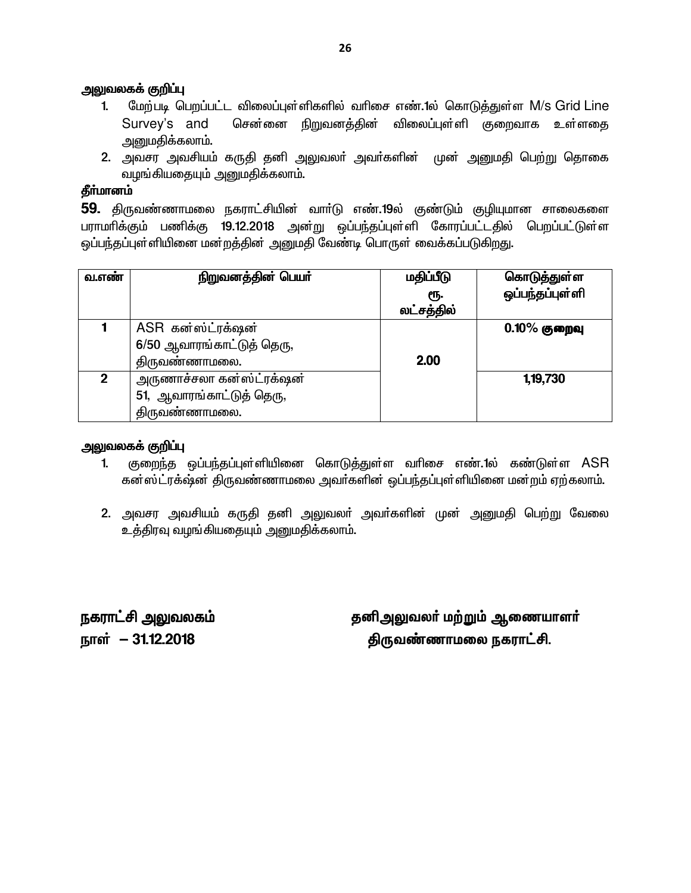**அலுவலகக் குறிப்பு**

1. மேற்படி பெறப்பட்ட விலைப்புள்ளிகளில் வரிசை எண்.1ல் கொடுத்துள்ள M/s Grid Line Survey's and சென்னை நிறுவனத்தின் விலைப்புள்ளி குறைவாக உள்ளதை அனுமதிக்கலாம்.
2. அவசர அவசியம் கருதி தனி அலுவலர் அவர்களின் முன் அனுமதி பெற்று தொகை வழங்கியதையும் அனுமதிக்கலாம்.

**தீர்மானம்**

**59.** திருவண்ணாமலை நகராட்சியின் வார்டு எண்.19ல் குண்டும் குழியுமான சாலைகளை பராமரிக்கும் பணிக்கு 19.12.2018 அன்று ஒப்பந்தப்புள்ளி கோரப்பட்டதில் பெறப்பட்டுள்ள ஒப்பந்தப்புள்ளியினை மன்றத்தின் அனுமதி வேண்டி பொருள் வைக்கப்படுகிறது.

| வ.எண் | நிறுவனத்தின் பெயர் | மதிப்பீடு ரூ. லட்சத்தில் | கொடுத்துள்ள ஒப்பந்தப்புள்ளி |
|---|---|---|---|
| 1 | ASR கன்ஸ்ட்ரக்ஷன் 6/50 ஆவாரங்காட்டுத் தெரு, திருவண்ணாமலை. | 2.00 | **0.10% குறைவு** |
| 2 | அருணாச்சலா கன்ஸ்ட்ரக்ஷன் 51, ஆவாரங்காட்டுத் தெரு, திருவண்ணாமலை. | | **1,19,730** |

**அலுவலகக் குறிப்பு**

1. குறைந்த ஒப்பந்தப்புள்ளியினை கொடுத்துள்ள வரிசை எண்.1ல் கண்டுள்ள ASR கன்ஸ்ட்ரக்ஷ்ன் திருவண்ணாமலை அவர்களின் ஒப்பந்தப்புள்ளியினை மன்றம் ஏற்கலாம்.

2. அவசர அவசியம் கருதி தனி அலுவலர் அவர்களின் முன் அனுமதி பெற்று வேலை உத்திரவு வழங்கியதையும் அனுமதிக்கலாம்.

**நகராட்சி அலுவலகம்**
**நாள் – 31.12.2018**

**தனிஅலுவலர் மற்றும் ஆணையாளர்**
**திருவண்ணாமலை நகராட்சி.**